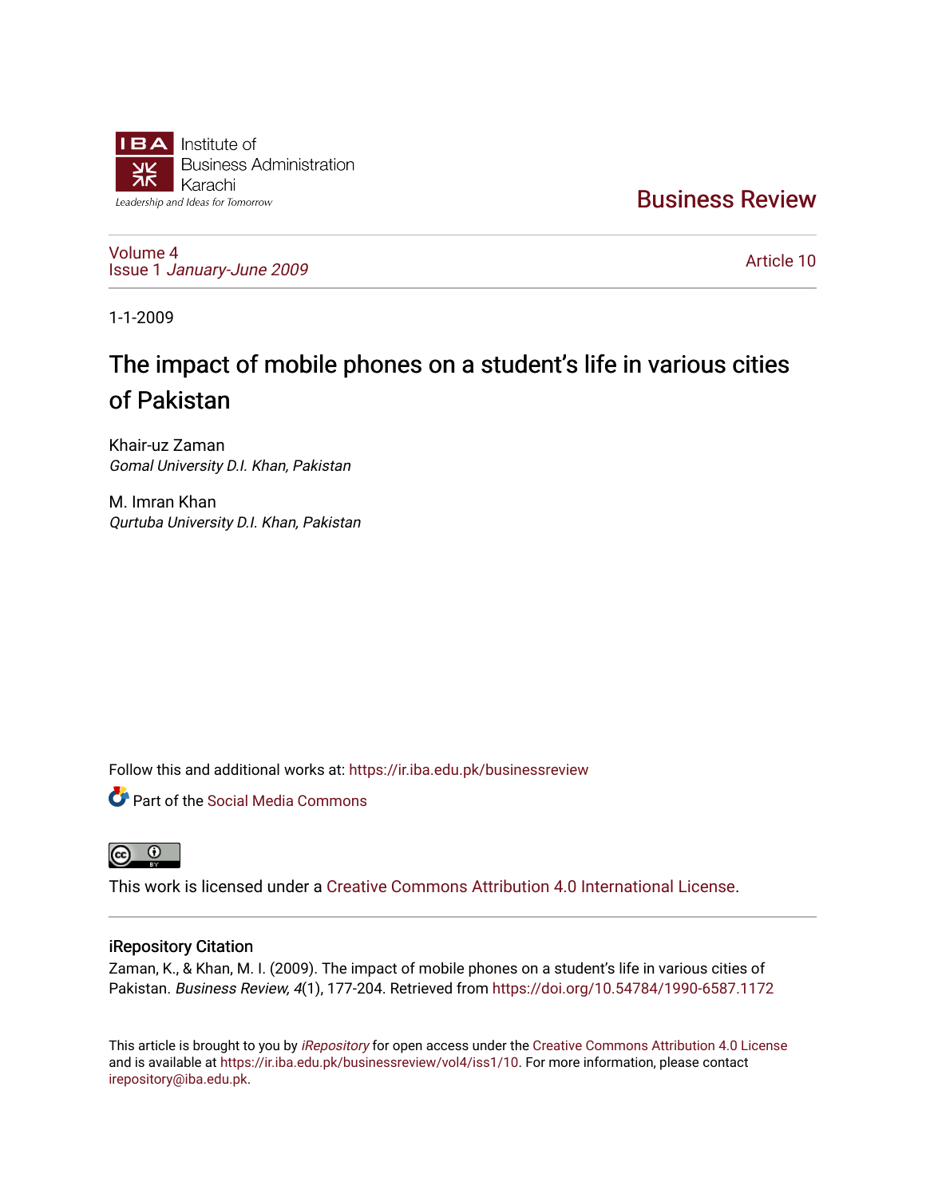Institute of Business Administration Karachi

Leadership and Ideas for Tomorrow

# Business Review

Volume 4
Issue 1 *January-June 2009*

Article 10

1-1-2009

# The impact of mobile phones on a student's life in various cities of Pakistan

Khair-uz Zaman
*Gomal University D.I. Khan, Pakistan*

M. Imran Khan
*Qurtuba University D.I. Khan, Pakistan*

Follow this and additional works at: https://ir.iba.edu.pk/businessreview

Part of the Social Media Commons

This work is licensed under a Creative Commons Attribution 4.0 International License.

## iRepository Citation

Zaman, K., & Khan, M. I. (2009). The impact of mobile phones on a student's life in various cities of Pakistan. *Business Review, 4*(1), 177-204. Retrieved from https://doi.org/10.54784/1990-6587.1172

This article is brought to you by *iRepository* for open access under the Creative Commons Attribution 4.0 License and is available at https://ir.iba.edu.pk/businessreview/vol4/iss1/10. For more information, please contact irepository@iba.edu.pk.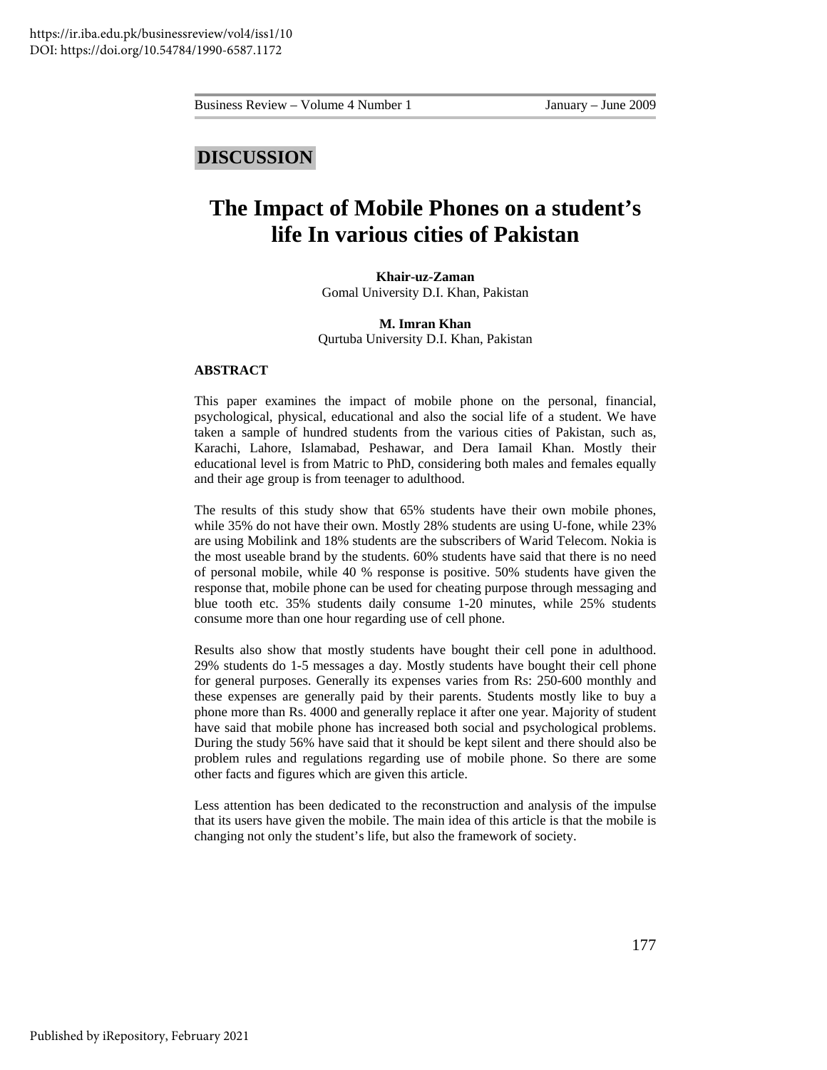## DISCUSSION

# The Impact of Mobile Phones on a student's life In various cities of Pakistan

**Khair-uz-Zaman**
Gomal University D.I. Khan, Pakistan

**M. Imran Khan**
Qurtuba University D.I. Khan, Pakistan

### ABSTRACT

This paper examines the impact of mobile phone on the personal, financial, psychological, physical, educational and also the social life of a student. We have taken a sample of hundred students from the various cities of Pakistan, such as, Karachi, Lahore, Islamabad, Peshawar, and Dera Iamail Khan. Mostly their educational level is from Matric to PhD, considering both males and females equally and their age group is from teenager to adulthood.

The results of this study show that 65% students have their own mobile phones, while 35% do not have their own. Mostly 28% students are using U-fone, while 23% are using Mobilink and 18% students are the subscribers of Warid Telecom. Nokia is the most useable brand by the students. 60% students have said that there is no need of personal mobile, while 40 % response is positive. 50% students have given the response that, mobile phone can be used for cheating purpose through messaging and blue tooth etc. 35% students daily consume 1-20 minutes, while 25% students consume more than one hour regarding use of cell phone.

Results also show that mostly students have bought their cell pone in adulthood. 29% students do 1-5 messages a day. Mostly students have bought their cell phone for general purposes. Generally its expenses varies from Rs: 250-600 monthly and these expenses are generally paid by their parents. Students mostly like to buy a phone more than Rs. 4000 and generally replace it after one year. Majority of student have said that mobile phone has increased both social and psychological problems. During the study 56% have said that it should be kept silent and there should also be problem rules and regulations regarding use of mobile phone. So there are some other facts and figures which are given this article.

Less attention has been dedicated to the reconstruction and analysis of the impulse that its users have given the mobile. The main idea of this article is that the mobile is changing not only the student's life, but also the framework of society.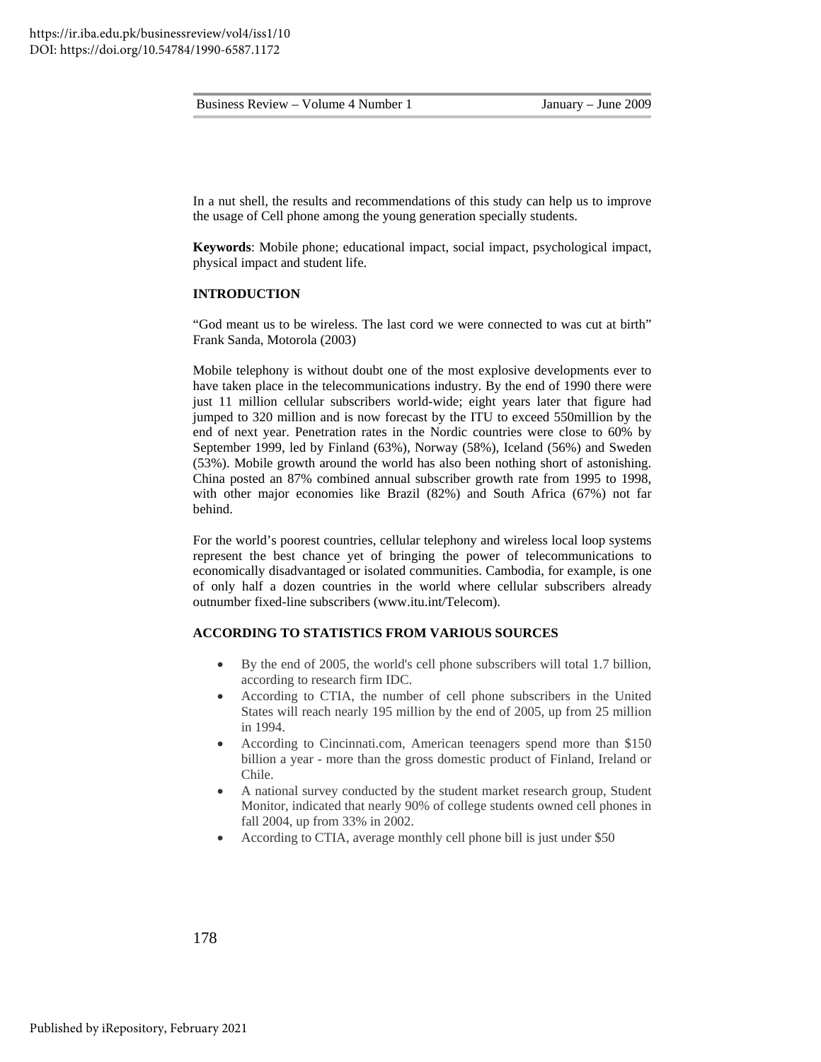In a nut shell, the results and recommendations of this study can help us to improve the usage of Cell phone among the young generation specially students.

**Keywords**: Mobile phone; educational impact, social impact, psychological impact, physical impact and student life.

## INTRODUCTION

"God meant us to be wireless. The last cord we were connected to was cut at birth" Frank Sanda, Motorola (2003)

Mobile telephony is without doubt one of the most explosive developments ever to have taken place in the telecommunications industry. By the end of 1990 there were just 11 million cellular subscribers world-wide; eight years later that figure had jumped to 320 million and is now forecast by the ITU to exceed 550million by the end of next year. Penetration rates in the Nordic countries were close to 60% by September 1999, led by Finland (63%), Norway (58%), Iceland (56%) and Sweden (53%). Mobile growth around the world has also been nothing short of astonishing. China posted an 87% combined annual subscriber growth rate from 1995 to 1998, with other major economies like Brazil (82%) and South Africa (67%) not far behind.

For the world's poorest countries, cellular telephony and wireless local loop systems represent the best chance yet of bringing the power of telecommunications to economically disadvantaged or isolated communities. Cambodia, for example, is one of only half a dozen countries in the world where cellular subscribers already outnumber fixed-line subscribers (www.itu.int/Telecom).

## ACCORDING TO STATISTICS FROM VARIOUS SOURCES

- By the end of 2005, the world's cell phone subscribers will total 1.7 billion, according to research firm IDC.
- According to CTIA, the number of cell phone subscribers in the United States will reach nearly 195 million by the end of 2005, up from 25 million in 1994.
- According to Cincinnati.com, American teenagers spend more than $150 billion a year - more than the gross domestic product of Finland, Ireland or Chile.
- A national survey conducted by the student market research group, Student Monitor, indicated that nearly 90% of college students owned cell phones in fall 2004, up from 33% in 2002.
- According to CTIA, average monthly cell phone bill is just under $50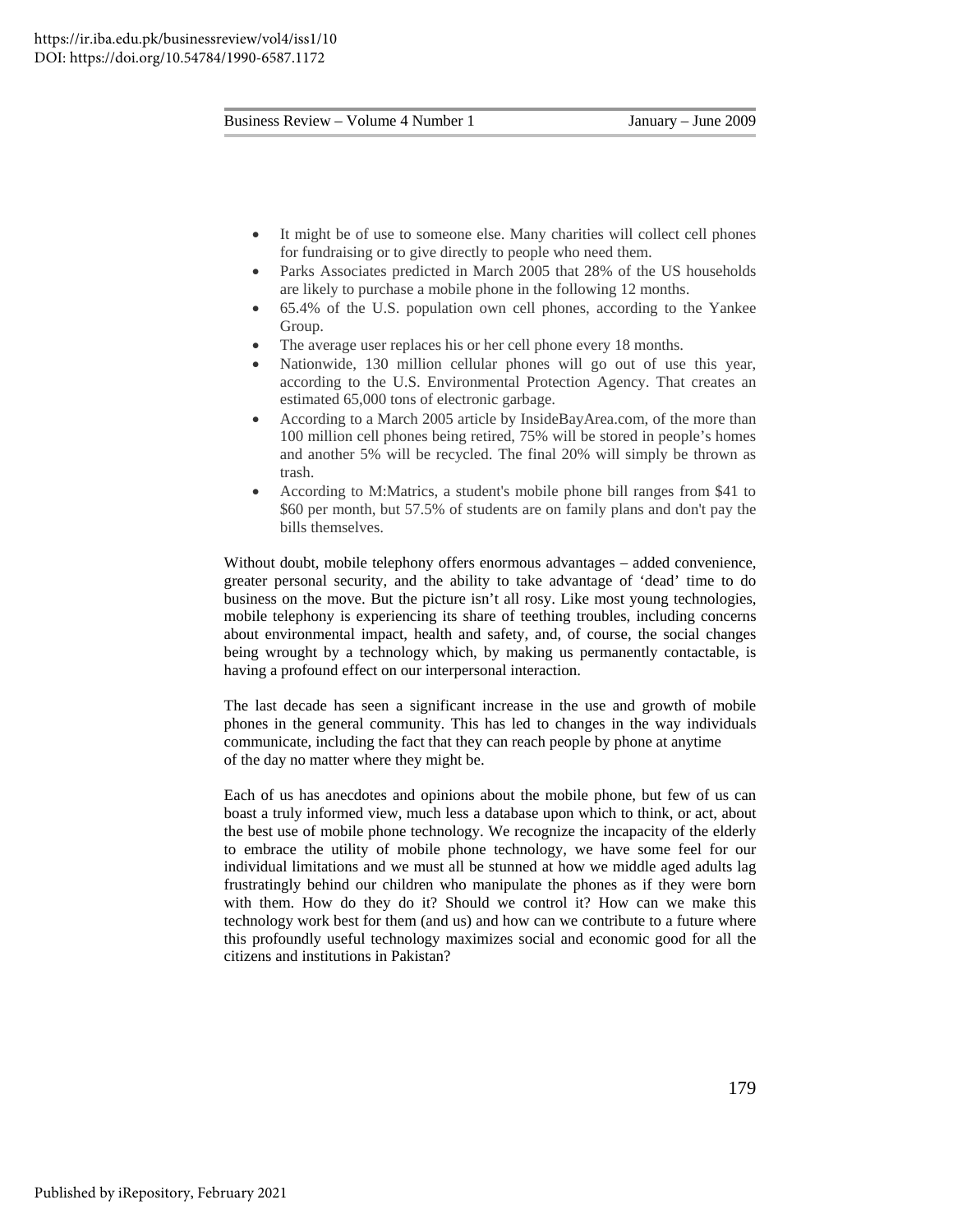- It might be of use to someone else. Many charities will collect cell phones for fundraising or to give directly to people who need them.
- Parks Associates predicted in March 2005 that 28% of the US households are likely to purchase a mobile phone in the following 12 months.
- 65.4% of the U.S. population own cell phones, according to the Yankee Group.
- The average user replaces his or her cell phone every 18 months.
- Nationwide, 130 million cellular phones will go out of use this year, according to the U.S. Environmental Protection Agency. That creates an estimated 65,000 tons of electronic garbage.
- According to a March 2005 article by InsideBayArea.com, of the more than 100 million cell phones being retired, 75% will be stored in people's homes and another 5% will be recycled. The final 20% will simply be thrown as trash.
- According to M:Matrics, a student's mobile phone bill ranges from $41 to $60 per month, but 57.5% of students are on family plans and don't pay the bills themselves.

Without doubt, mobile telephony offers enormous advantages – added convenience, greater personal security, and the ability to take advantage of 'dead' time to do business on the move. But the picture isn't all rosy. Like most young technologies, mobile telephony is experiencing its share of teething troubles, including concerns about environmental impact, health and safety, and, of course, the social changes being wrought by a technology which, by making us permanently contactable, is having a profound effect on our interpersonal interaction.

The last decade has seen a significant increase in the use and growth of mobile phones in the general community. This has led to changes in the way individuals communicate, including the fact that they can reach people by phone at anytime of the day no matter where they might be.

Each of us has anecdotes and opinions about the mobile phone, but few of us can boast a truly informed view, much less a database upon which to think, or act, about the best use of mobile phone technology. We recognize the incapacity of the elderly to embrace the utility of mobile phone technology, we have some feel for our individual limitations and we must all be stunned at how we middle aged adults lag frustratingly behind our children who manipulate the phones as if they were born with them. How do they do it? Should we control it? How can we make this technology work best for them (and us) and how can we contribute to a future where this profoundly useful technology maximizes social and economic good for all the citizens and institutions in Pakistan?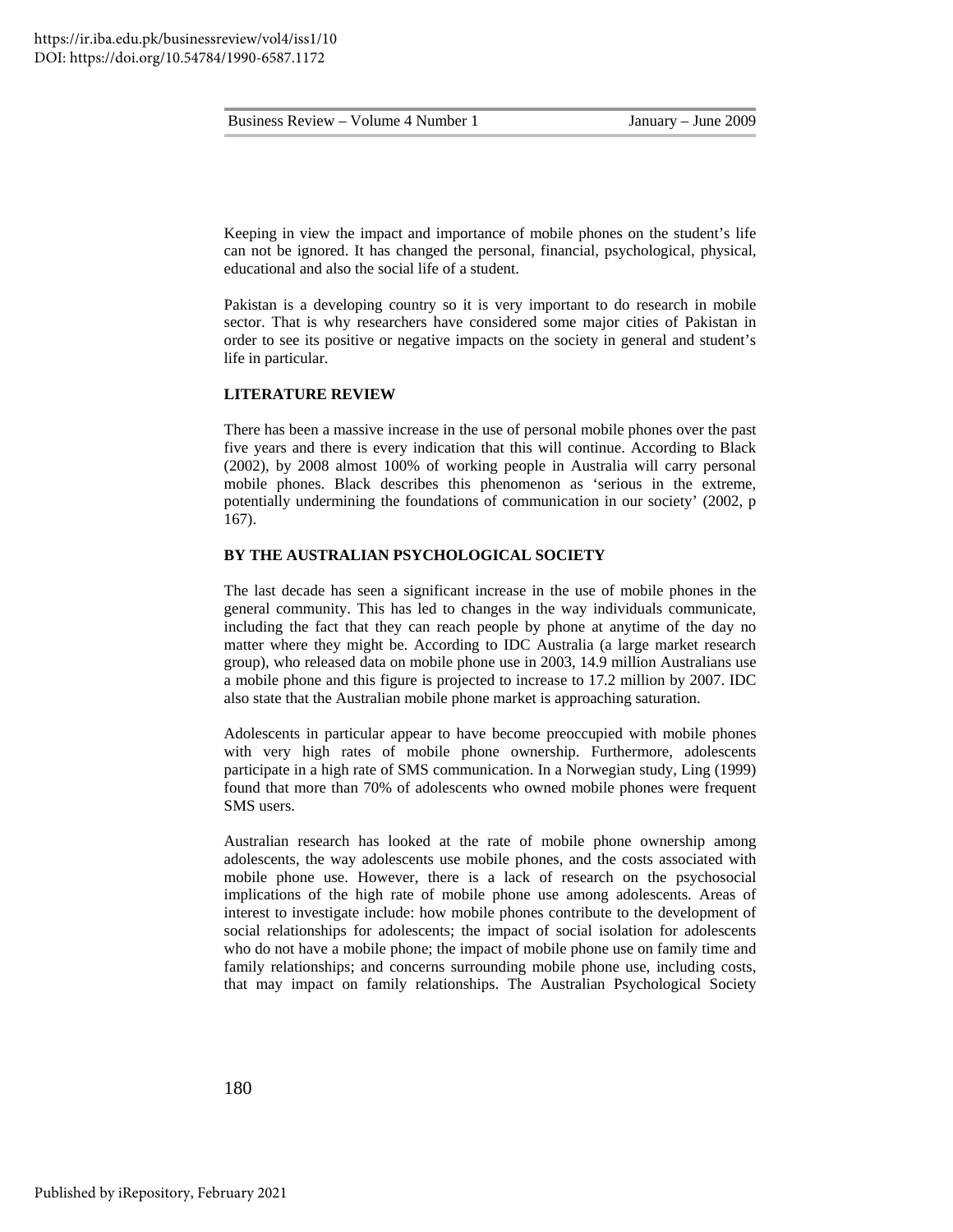Keeping in view the impact and importance of mobile phones on the student's life can not be ignored. It has changed the personal, financial, psychological, physical, educational and also the social life of a student.

Pakistan is a developing country so it is very important to do research in mobile sector. That is why researchers have considered some major cities of Pakistan in order to see its positive or negative impacts on the society in general and student's life in particular.

## LITERATURE REVIEW

There has been a massive increase in the use of personal mobile phones over the past five years and there is every indication that this will continue. According to Black (2002), by 2008 almost 100% of working people in Australia will carry personal mobile phones. Black describes this phenomenon as 'serious in the extreme, potentially undermining the foundations of communication in our society' (2002, p 167).

## BY THE AUSTRALIAN PSYCHOLOGICAL SOCIETY

The last decade has seen a significant increase in the use of mobile phones in the general community. This has led to changes in the way individuals communicate, including the fact that they can reach people by phone at anytime of the day no matter where they might be. According to IDC Australia (a large market research group), who released data on mobile phone use in 2003, 14.9 million Australians use a mobile phone and this figure is projected to increase to 17.2 million by 2007. IDC also state that the Australian mobile phone market is approaching saturation.

Adolescents in particular appear to have become preoccupied with mobile phones with very high rates of mobile phone ownership. Furthermore, adolescents participate in a high rate of SMS communication. In a Norwegian study, Ling (1999) found that more than 70% of adolescents who owned mobile phones were frequent SMS users.

Australian research has looked at the rate of mobile phone ownership among adolescents, the way adolescents use mobile phones, and the costs associated with mobile phone use. However, there is a lack of research on the psychosocial implications of the high rate of mobile phone use among adolescents. Areas of interest to investigate include: how mobile phones contribute to the development of social relationships for adolescents; the impact of social isolation for adolescents who do not have a mobile phone; the impact of mobile phone use on family time and family relationships; and concerns surrounding mobile phone use, including costs, that may impact on family relationships. The Australian Psychological Society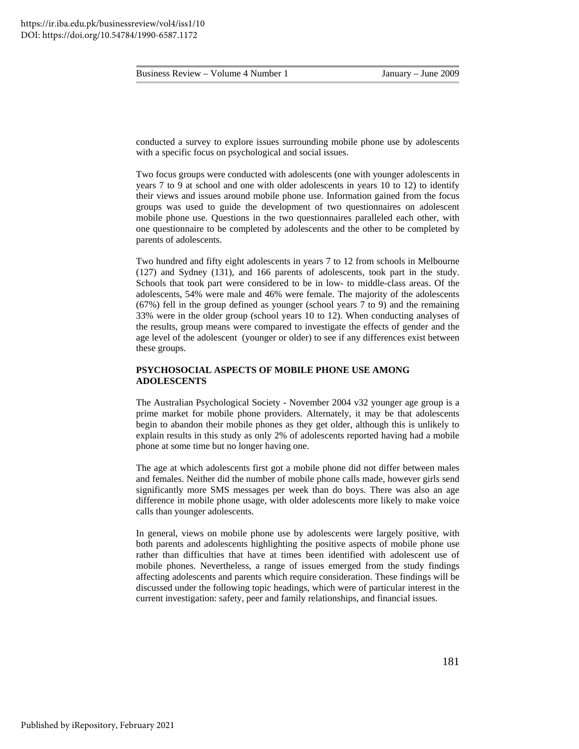conducted a survey to explore issues surrounding mobile phone use by adolescents with a specific focus on psychological and social issues.

Two focus groups were conducted with adolescents (one with younger adolescents in years 7 to 9 at school and one with older adolescents in years 10 to 12) to identify their views and issues around mobile phone use. Information gained from the focus groups was used to guide the development of two questionnaires on adolescent mobile phone use. Questions in the two questionnaires paralleled each other, with one questionnaire to be completed by adolescents and the other to be completed by parents of adolescents.

Two hundred and fifty eight adolescents in years 7 to 12 from schools in Melbourne (127) and Sydney (131), and 166 parents of adolescents, took part in the study. Schools that took part were considered to be in low- to middle-class areas. Of the adolescents, 54% were male and 46% were female. The majority of the adolescents (67%) fell in the group defined as younger (school years 7 to 9) and the remaining 33% were in the older group (school years 10 to 12). When conducting analyses of the results, group means were compared to investigate the effects of gender and the age level of the adolescent (younger or older) to see if any differences exist between these groups.

**PSYCHOSOCIAL ASPECTS OF MOBILE PHONE USE AMONG ADOLESCENTS**

The Australian Psychological Society - November 2004 v32 younger age group is a prime market for mobile phone providers. Alternately, it may be that adolescents begin to abandon their mobile phones as they get older, although this is unlikely to explain results in this study as only 2% of adolescents reported having had a mobile phone at some time but no longer having one.

The age at which adolescents first got a mobile phone did not differ between males and females. Neither did the number of mobile phone calls made, however girls send significantly more SMS messages per week than do boys. There was also an age difference in mobile phone usage, with older adolescents more likely to make voice calls than younger adolescents.

In general, views on mobile phone use by adolescents were largely positive, with both parents and adolescents highlighting the positive aspects of mobile phone use rather than difficulties that have at times been identified with adolescent use of mobile phones. Nevertheless, a range of issues emerged from the study findings affecting adolescents and parents which require consideration. These findings will be discussed under the following topic headings, which were of particular interest in the current investigation: safety, peer and family relationships, and financial issues.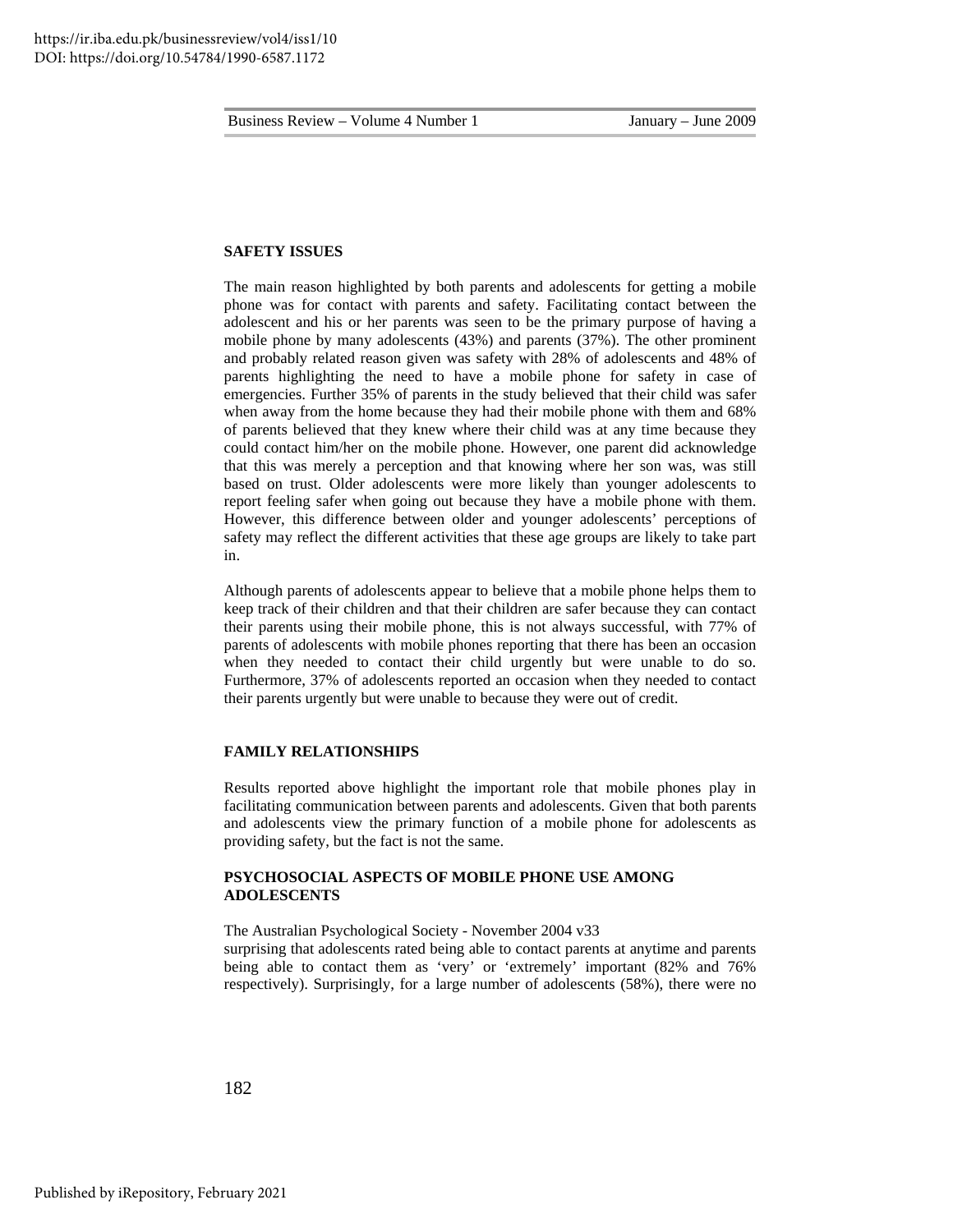## SAFETY ISSUES

The main reason highlighted by both parents and adolescents for getting a mobile phone was for contact with parents and safety. Facilitating contact between the adolescent and his or her parents was seen to be the primary purpose of having a mobile phone by many adolescents (43%) and parents (37%). The other prominent and probably related reason given was safety with 28% of adolescents and 48% of parents highlighting the need to have a mobile phone for safety in case of emergencies. Further 35% of parents in the study believed that their child was safer when away from the home because they had their mobile phone with them and 68% of parents believed that they knew where their child was at any time because they could contact him/her on the mobile phone. However, one parent did acknowledge that this was merely a perception and that knowing where her son was, was still based on trust. Older adolescents were more likely than younger adolescents to report feeling safer when going out because they have a mobile phone with them. However, this difference between older and younger adolescents' perceptions of safety may reflect the different activities that these age groups are likely to take part in.

Although parents of adolescents appear to believe that a mobile phone helps them to keep track of their children and that their children are safer because they can contact their parents using their mobile phone, this is not always successful, with 77% of parents of adolescents with mobile phones reporting that there has been an occasion when they needed to contact their child urgently but were unable to do so. Furthermore, 37% of adolescents reported an occasion when they needed to contact their parents urgently but were unable to because they were out of credit.

## FAMILY RELATIONSHIPS

Results reported above highlight the important role that mobile phones play in facilitating communication between parents and adolescents. Given that both parents and adolescents view the primary function of a mobile phone for adolescents as providing safety, but the fact is not the same.

## PSYCHOSOCIAL ASPECTS OF MOBILE PHONE USE AMONG ADOLESCENTS

The Australian Psychological Society - November 2004 v33
surprising that adolescents rated being able to contact parents at anytime and parents being able to contact them as 'very' or 'extremely' important (82% and 76% respectively). Surprisingly, for a large number of adolescents (58%), there were no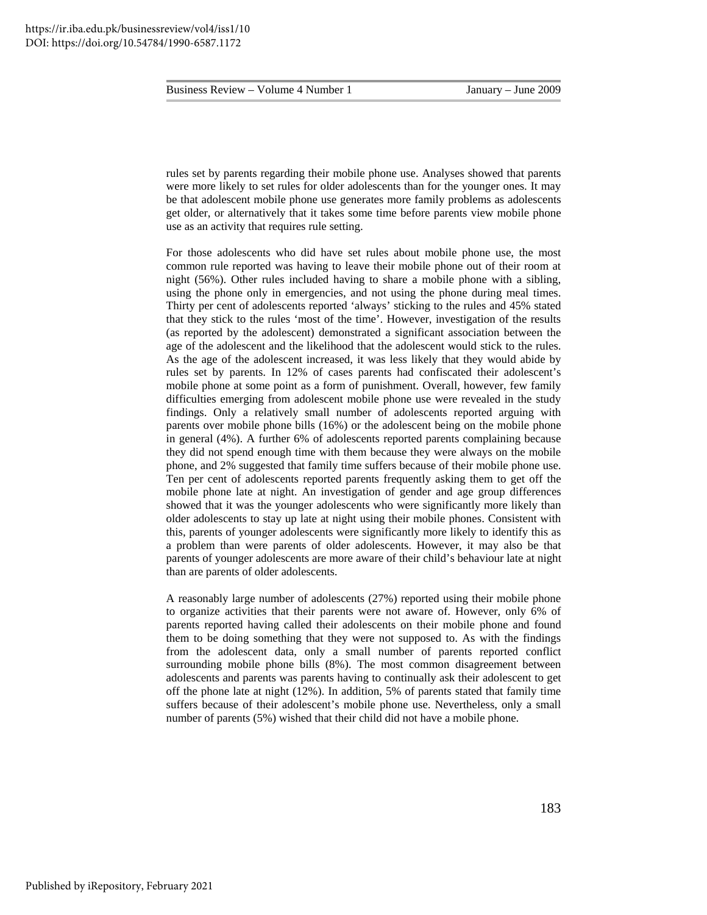rules set by parents regarding their mobile phone use. Analyses showed that parents were more likely to set rules for older adolescents than for the younger ones. It may be that adolescent mobile phone use generates more family problems as adolescents get older, or alternatively that it takes some time before parents view mobile phone use as an activity that requires rule setting.

For those adolescents who did have set rules about mobile phone use, the most common rule reported was having to leave their mobile phone out of their room at night (56%). Other rules included having to share a mobile phone with a sibling, using the phone only in emergencies, and not using the phone during meal times. Thirty per cent of adolescents reported 'always' sticking to the rules and 45% stated that they stick to the rules 'most of the time'. However, investigation of the results (as reported by the adolescent) demonstrated a significant association between the age of the adolescent and the likelihood that the adolescent would stick to the rules. As the age of the adolescent increased, it was less likely that they would abide by rules set by parents. In 12% of cases parents had confiscated their adolescent's mobile phone at some point as a form of punishment. Overall, however, few family difficulties emerging from adolescent mobile phone use were revealed in the study findings. Only a relatively small number of adolescents reported arguing with parents over mobile phone bills (16%) or the adolescent being on the mobile phone in general (4%). A further 6% of adolescents reported parents complaining because they did not spend enough time with them because they were always on the mobile phone, and 2% suggested that family time suffers because of their mobile phone use. Ten per cent of adolescents reported parents frequently asking them to get off the mobile phone late at night. An investigation of gender and age group differences showed that it was the younger adolescents who were significantly more likely than older adolescents to stay up late at night using their mobile phones. Consistent with this, parents of younger adolescents were significantly more likely to identify this as a problem than were parents of older adolescents. However, it may also be that parents of younger adolescents are more aware of their child's behaviour late at night than are parents of older adolescents.

A reasonably large number of adolescents (27%) reported using their mobile phone to organize activities that their parents were not aware of. However, only 6% of parents reported having called their adolescents on their mobile phone and found them to be doing something that they were not supposed to. As with the findings from the adolescent data, only a small number of parents reported conflict surrounding mobile phone bills (8%). The most common disagreement between adolescents and parents was parents having to continually ask their adolescent to get off the phone late at night (12%). In addition, 5% of parents stated that family time suffers because of their adolescent's mobile phone use. Nevertheless, only a small number of parents (5%) wished that their child did not have a mobile phone.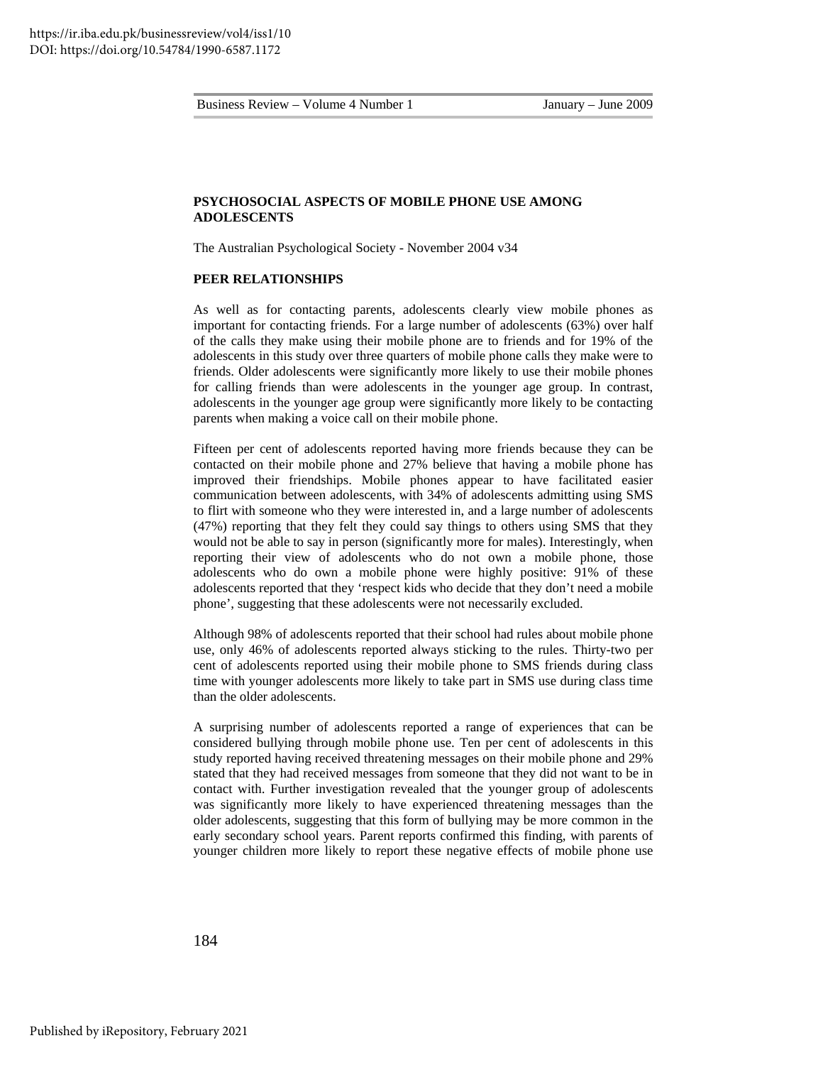**PSYCHOSOCIAL ASPECTS OF MOBILE PHONE USE AMONG ADOLESCENTS**

The Australian Psychological Society - November 2004 v34

**PEER RELATIONSHIPS**

As well as for contacting parents, adolescents clearly view mobile phones as important for contacting friends. For a large number of adolescents (63%) over half of the calls they make using their mobile phone are to friends and for 19% of the adolescents in this study over three quarters of mobile phone calls they make were to friends. Older adolescents were significantly more likely to use their mobile phones for calling friends than were adolescents in the younger age group. In contrast, adolescents in the younger age group were significantly more likely to be contacting parents when making a voice call on their mobile phone.

Fifteen per cent of adolescents reported having more friends because they can be contacted on their mobile phone and 27% believe that having a mobile phone has improved their friendships. Mobile phones appear to have facilitated easier communication between adolescents, with 34% of adolescents admitting using SMS to flirt with someone who they were interested in, and a large number of adolescents (47%) reporting that they felt they could say things to others using SMS that they would not be able to say in person (significantly more for males). Interestingly, when reporting their view of adolescents who do not own a mobile phone, those adolescents who do own a mobile phone were highly positive: 91% of these adolescents reported that they 'respect kids who decide that they don't need a mobile phone', suggesting that these adolescents were not necessarily excluded.

Although 98% of adolescents reported that their school had rules about mobile phone use, only 46% of adolescents reported always sticking to the rules. Thirty-two per cent of adolescents reported using their mobile phone to SMS friends during class time with younger adolescents more likely to take part in SMS use during class time than the older adolescents.

A surprising number of adolescents reported a range of experiences that can be considered bullying through mobile phone use. Ten per cent of adolescents in this study reported having received threatening messages on their mobile phone and 29% stated that they had received messages from someone that they did not want to be in contact with. Further investigation revealed that the younger group of adolescents was significantly more likely to have experienced threatening messages than the older adolescents, suggesting that this form of bullying may be more common in the early secondary school years. Parent reports confirmed this finding, with parents of younger children more likely to report these negative effects of mobile phone use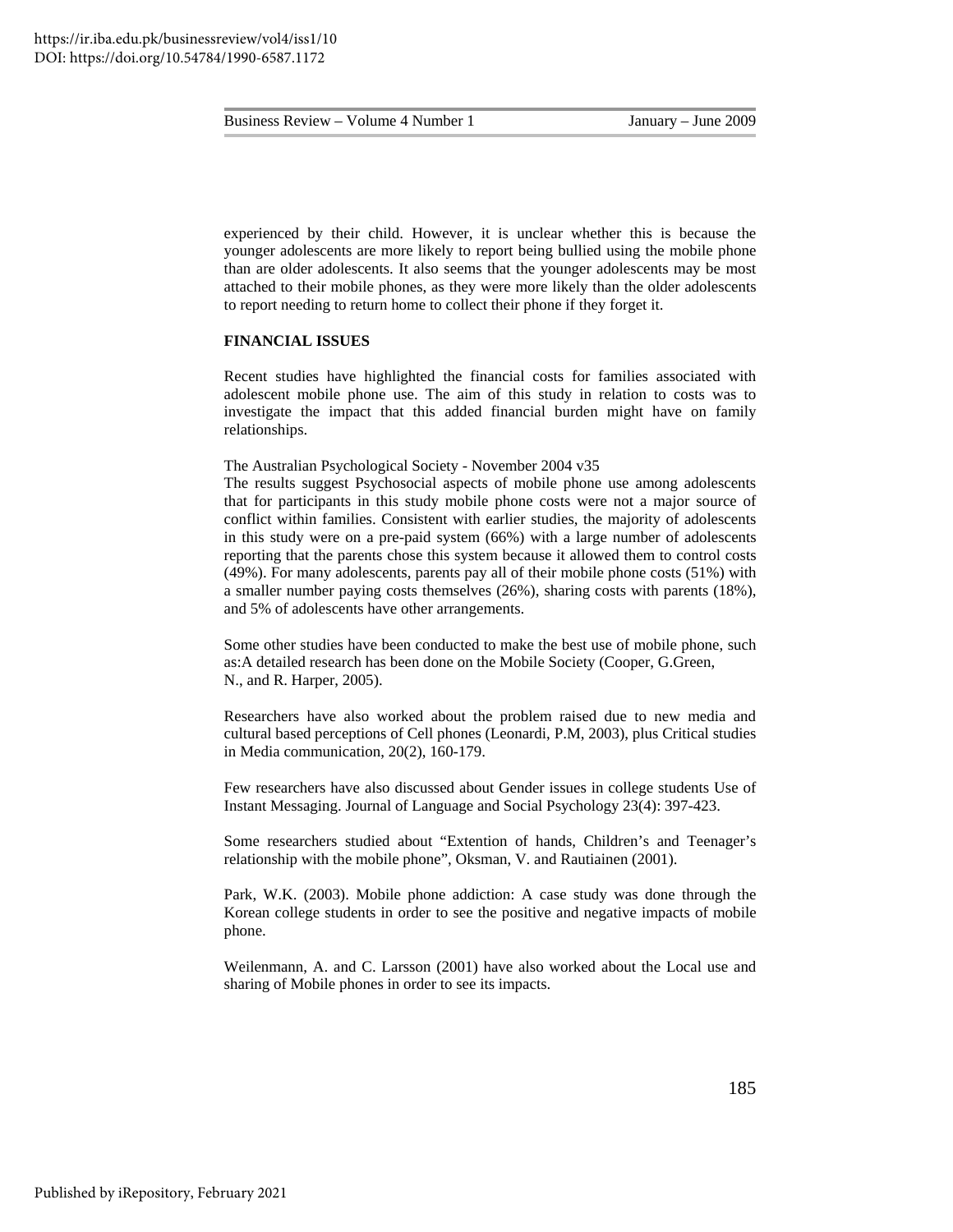experienced by their child. However, it is unclear whether this is because the younger adolescents are more likely to report being bullied using the mobile phone than are older adolescents. It also seems that the younger adolescents may be most attached to their mobile phones, as they were more likely than the older adolescents to report needing to return home to collect their phone if they forget it.

**FINANCIAL ISSUES**

Recent studies have highlighted the financial costs for families associated with adolescent mobile phone use. The aim of this study in relation to costs was to investigate the impact that this added financial burden might have on family relationships.

The Australian Psychological Society - November 2004 v35

The results suggest Psychosocial aspects of mobile phone use among adolescents that for participants in this study mobile phone costs were not a major source of conflict within families. Consistent with earlier studies, the majority of adolescents in this study were on a pre-paid system (66%) with a large number of adolescents reporting that the parents chose this system because it allowed them to control costs (49%). For many adolescents, parents pay all of their mobile phone costs (51%) with a smaller number paying costs themselves (26%), sharing costs with parents (18%), and 5% of adolescents have other arrangements.

Some other studies have been conducted to make the best use of mobile phone, such as:A detailed research has been done on the Mobile Society (Cooper, G.Green, N., and R. Harper, 2005).

Researchers have also worked about the problem raised due to new media and cultural based perceptions of Cell phones (Leonardi, P.M, 2003), plus Critical studies in Media communication, 20(2), 160-179.

Few researchers have also discussed about Gender issues in college students Use of Instant Messaging. Journal of Language and Social Psychology 23(4): 397-423.

Some researchers studied about "Extention of hands, Children's and Teenager's relationship with the mobile phone", Oksman, V. and Rautiainen (2001).

Park, W.K. (2003). Mobile phone addiction: A case study was done through the Korean college students in order to see the positive and negative impacts of mobile phone.

Weilenmann, A. and C. Larsson (2001) have also worked about the Local use and sharing of Mobile phones in order to see its impacts.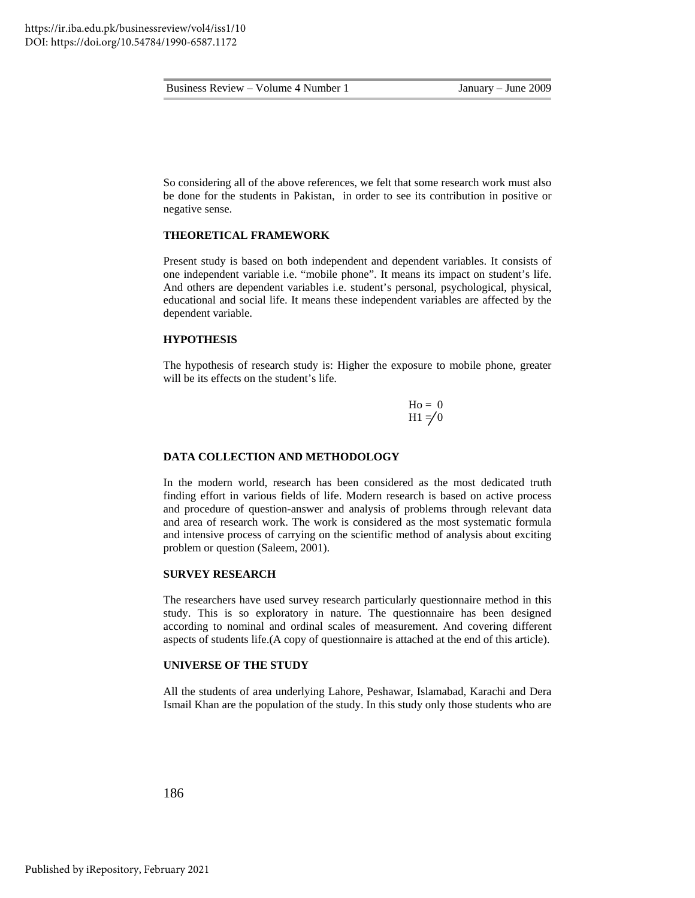So considering all of the above references, we felt that some research work must also be done for the students in Pakistan, in order to see its contribution in positive or negative sense.

## THEORETICAL FRAMEWORK

Present study is based on both independent and dependent variables. It consists of one independent variable i.e. "mobile phone". It means its impact on student's life. And others are dependent variables i.e. student's personal, psychological, physical, educational and social life. It means these independent variables are affected by the dependent variable.

## HYPOTHESIS

The hypothesis of research study is: Higher the exposure to mobile phone, greater will be its effects on the student's life.

$$H_o = 0$$
$$H_1 \neq 0$$

## DATA COLLECTION AND METHODOLOGY

In the modern world, research has been considered as the most dedicated truth finding effort in various fields of life. Modern research is based on active process and procedure of question-answer and analysis of problems through relevant data and area of research work. The work is considered as the most systematic formula and intensive process of carrying on the scientific method of analysis about exciting problem or question (Saleem, 2001).

## SURVEY RESEARCH

The researchers have used survey research particularly questionnaire method in this study. This is so exploratory in nature. The questionnaire has been designed according to nominal and ordinal scales of measurement. And covering different aspects of students life.(A copy of questionnaire is attached at the end of this article).

## UNIVERSE OF THE STUDY

All the students of area underlying Lahore, Peshawar, Islamabad, Karachi and Dera Ismail Khan are the population of the study. In this study only those students who are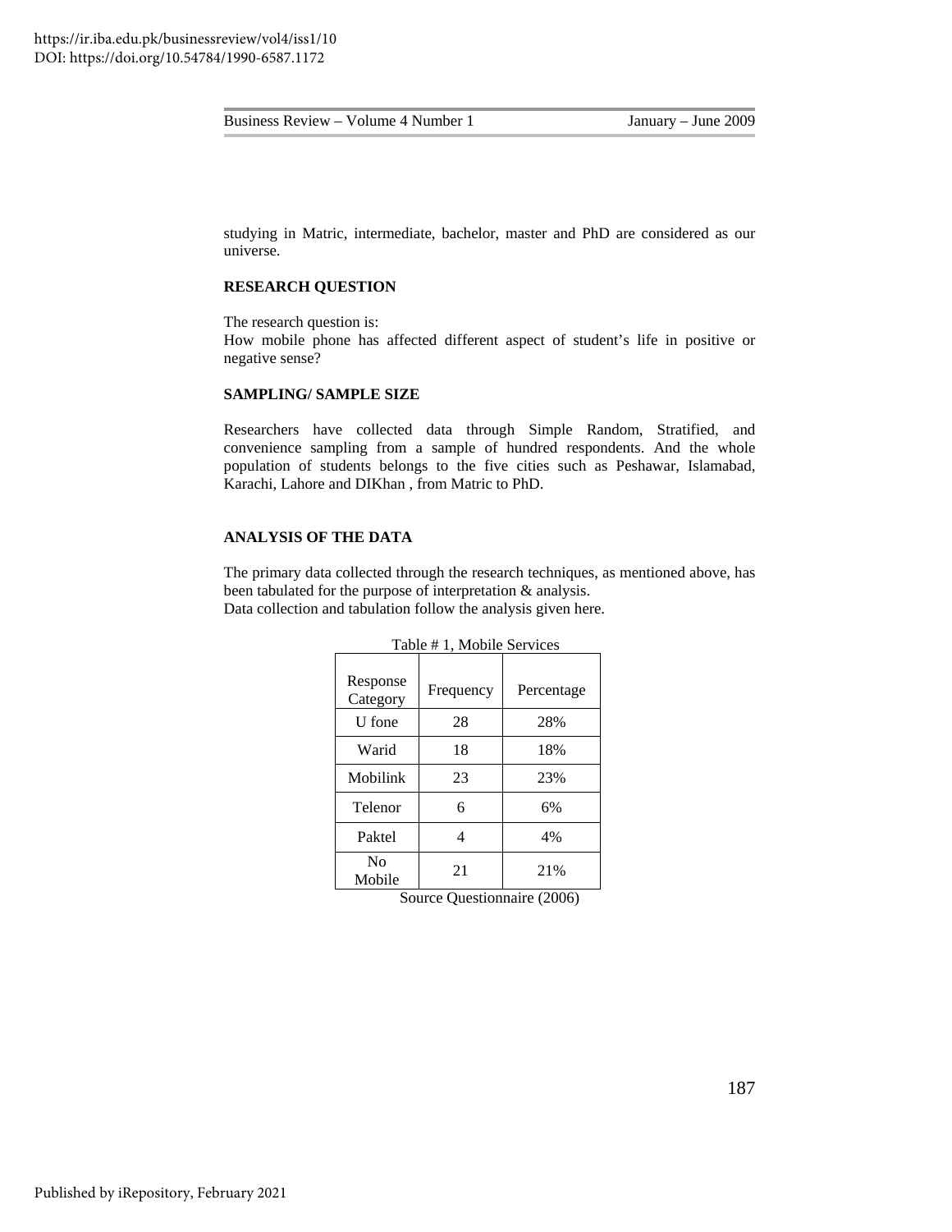studying in Matric, intermediate, bachelor, master and PhD are considered as our universe.

**RESEARCH QUESTION**

The research question is:
How mobile phone has affected different aspect of student's life in positive or negative sense?

**SAMPLING/ SAMPLE SIZE**

Researchers have collected data through Simple Random, Stratified, and convenience sampling from a sample of hundred respondents. And the whole population of students belongs to the five cities such as Peshawar, Islamabad, Karachi, Lahore and DIKhan , from Matric to PhD.

**ANALYSIS OF THE DATA**

The primary data collected through the research techniques, as mentioned above, has been tabulated for the purpose of interpretation & analysis.
Data collection and tabulation follow the analysis given here.

Table # 1, Mobile Services

| Response Category | Frequency | Percentage |
|---|---|---|
| U fone | 28 | 28% |
| Warid | 18 | 18% |
| Mobilink | 23 | 23% |
| Telenor | 6 | 6% |
| Paktel | 4 | 4% |
| No Mobile | 21 | 21% |

Source Questionnaire (2006)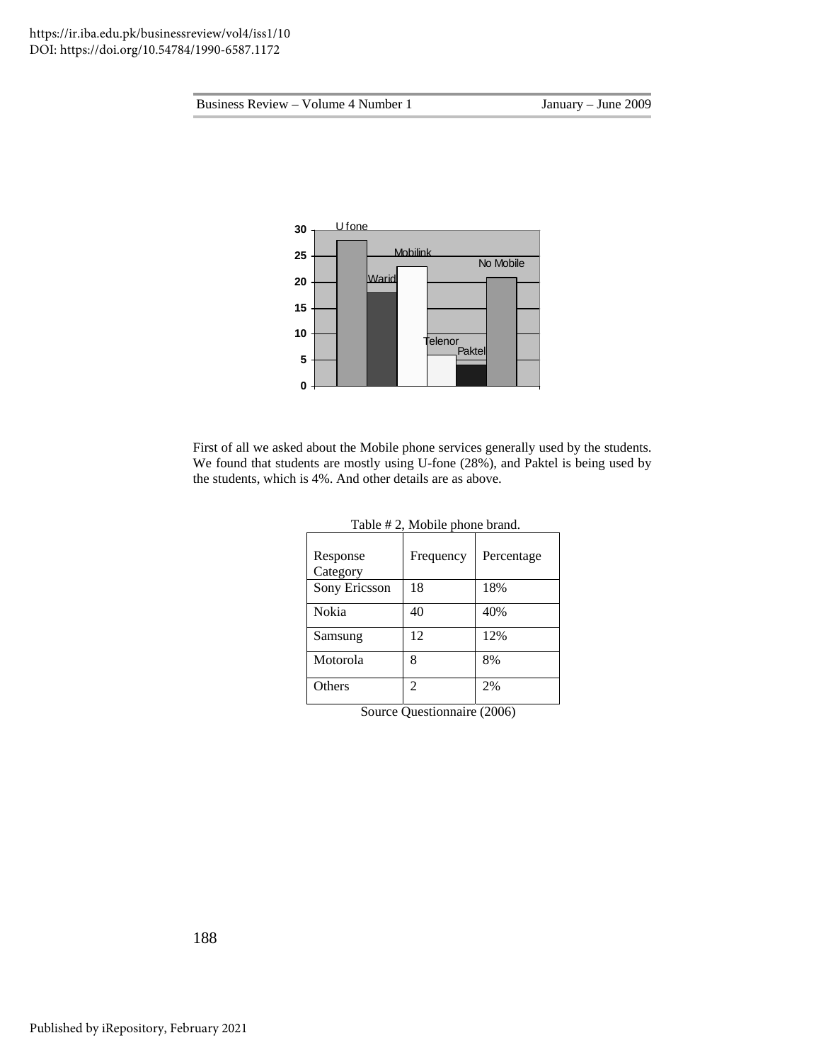First of all we asked about the Mobile phone services generally used by the students. We found that students are mostly using U-fone (28%), and Paktel is being used by the students, which is 4%. And other details are as above.

Table # 2, Mobile phone brand.

| Response Category | Frequency | Percentage |
|---|---|---|
| Sony Ericsson | 18 | 18% |
| Nokia | 40 | 40% |
| Samsung | 12 | 12% |
| Motorola | 8 | 8% |
| Others | 2 | 2% |

Source Questionnaire (2006)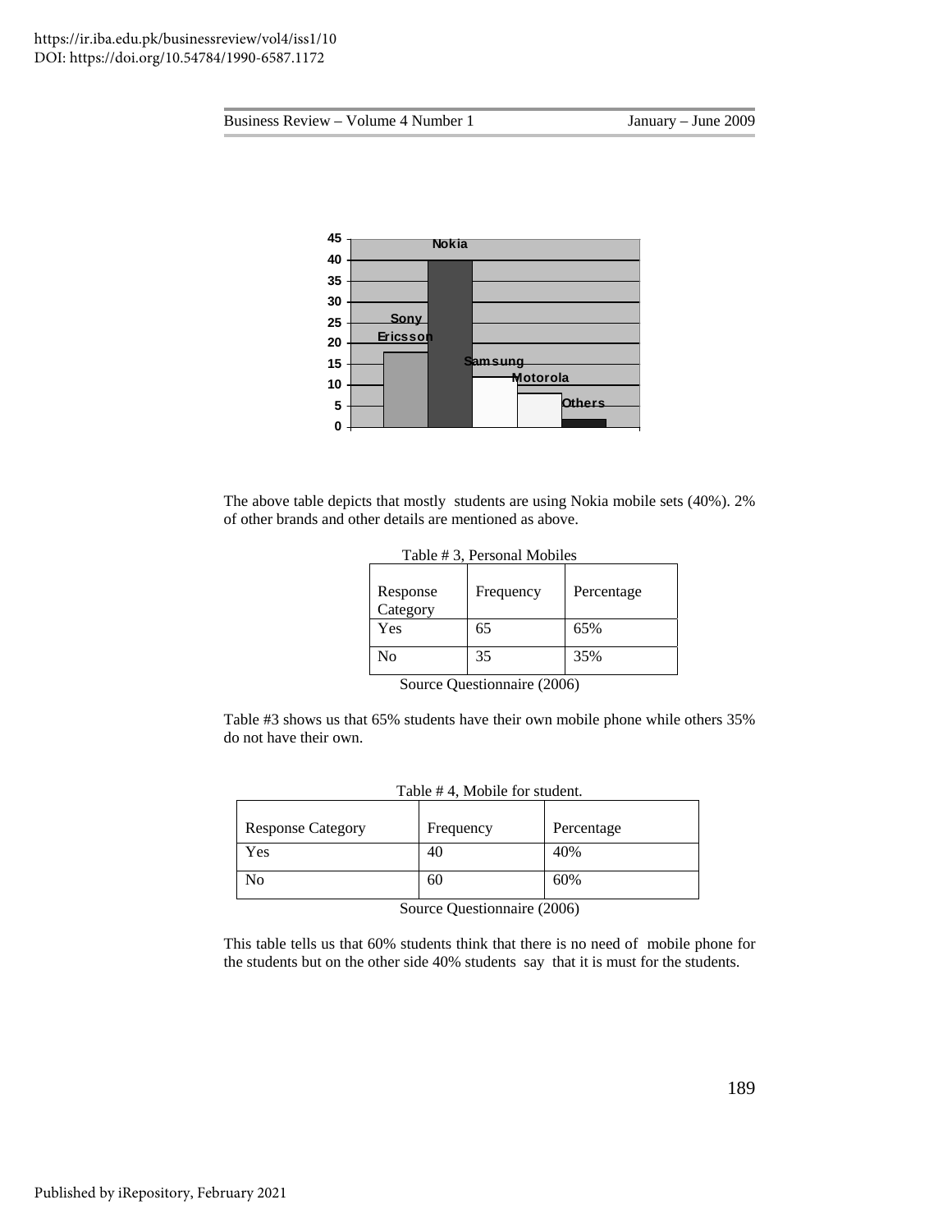The above table depicts that mostly students are using Nokia mobile sets (40%). 2% of other brands and other details are mentioned as above.

Table # 3, Personal Mobiles

| Response Category | Frequency | Percentage |
|---|---|---|
| Yes | 65 | 65% |
| No | 35 | 35% |

Source Questionnaire (2006)

Table #3 shows us that 65% students have their own mobile phone while others 35% do not have their own.

Table # 4, Mobile for student.

| Response Category | Frequency | Percentage |
|---|---|---|
| Yes | 40 | 40% |
| No | 60 | 60% |

Source Questionnaire (2006)

This table tells us that 60% students think that there is no need of mobile phone for the students but on the other side 40% students say that it is must for the students.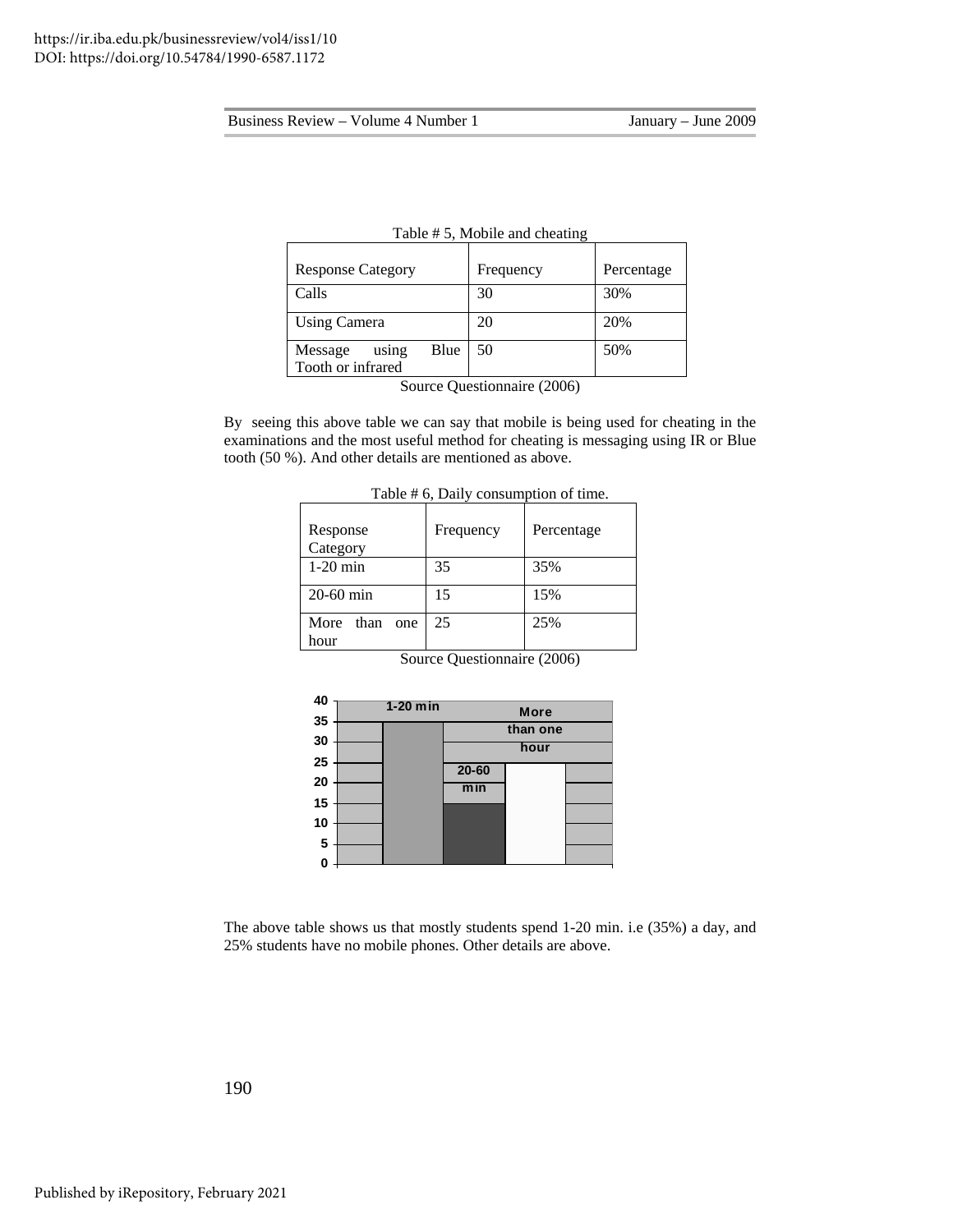Table # 5, Mobile and cheating

| Response Category | Frequency | Percentage |
|---|---|---|
| Calls | 30 | 30% |
| Using Camera | 20 | 20% |
| Message using Blue Tooth or infrared | 50 | 50% |

Source Questionnaire (2006)

By seeing this above table we can say that mobile is being used for cheating in the examinations and the most useful method for cheating is messaging using IR or Blue tooth (50 %). And other details are mentioned as above.

Table # 6, Daily consumption of time.

| Response Category | Frequency | Percentage |
|---|---|---|
| 1-20 min | 35 | 35% |
| 20-60 min | 15 | 15% |
| More than one hour | 25 | 25% |

Source Questionnaire (2006)

The above table shows us that mostly students spend 1-20 min. i.e (35%) a day, and 25% students have no mobile phones. Other details are above.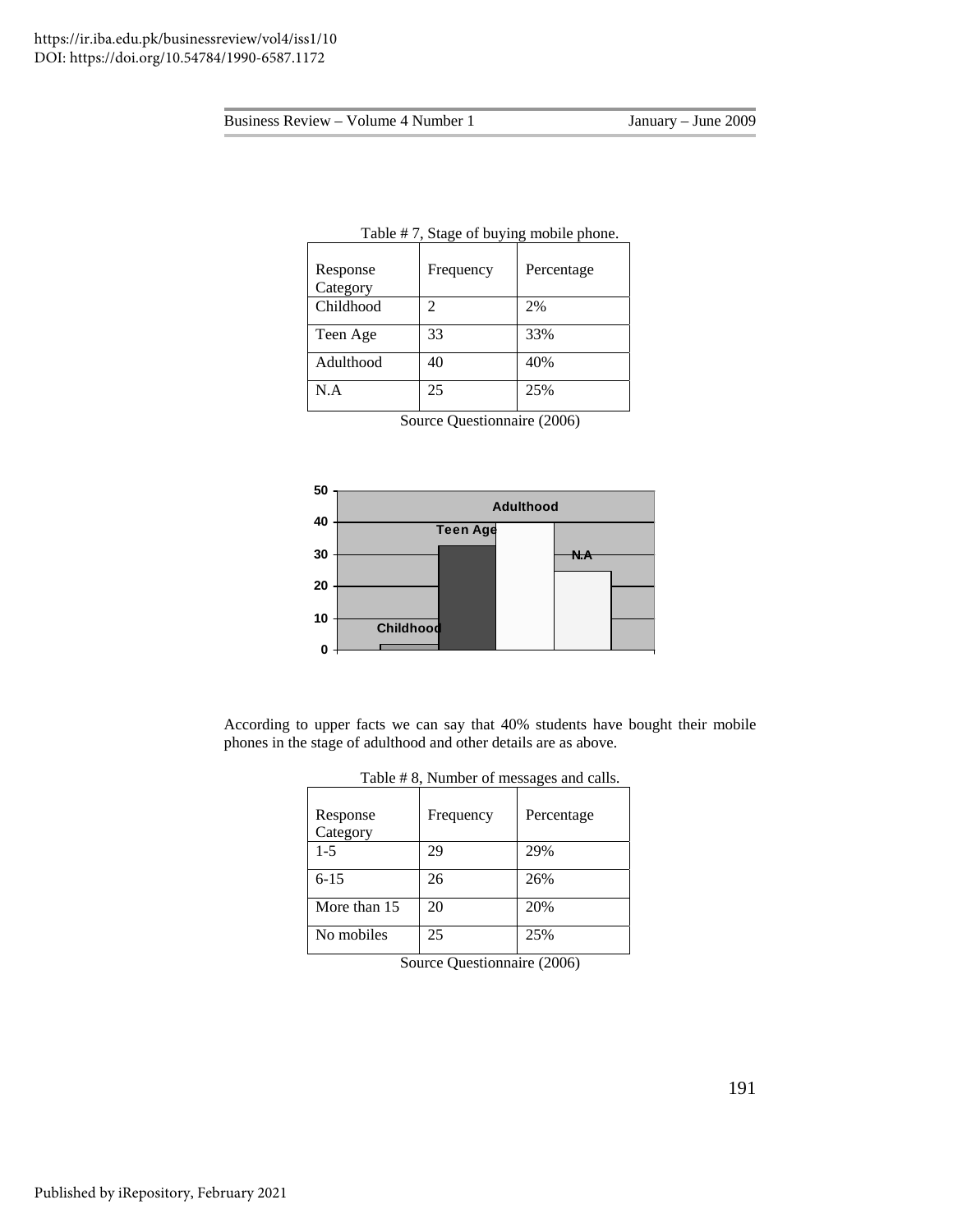Table # 7, Stage of buying mobile phone.

| Response Category | Frequency | Percentage |
|---|---|---|
| Childhood | 2 | 2% |
| Teen Age | 33 | 33% |
| Adulthood | 40 | 40% |
| N.A | 25 | 25% |

Source Questionnaire (2006)

According to upper facts we can say that 40% students have bought their mobile phones in the stage of adulthood and other details are as above.

Table # 8, Number of messages and calls.

| Response Category | Frequency | Percentage |
|---|---|---|
| 1-5 | 29 | 29% |
| 6-15 | 26 | 26% |
| More than 15 | 20 | 20% |
| No mobiles | 25 | 25% |

Source Questionnaire (2006)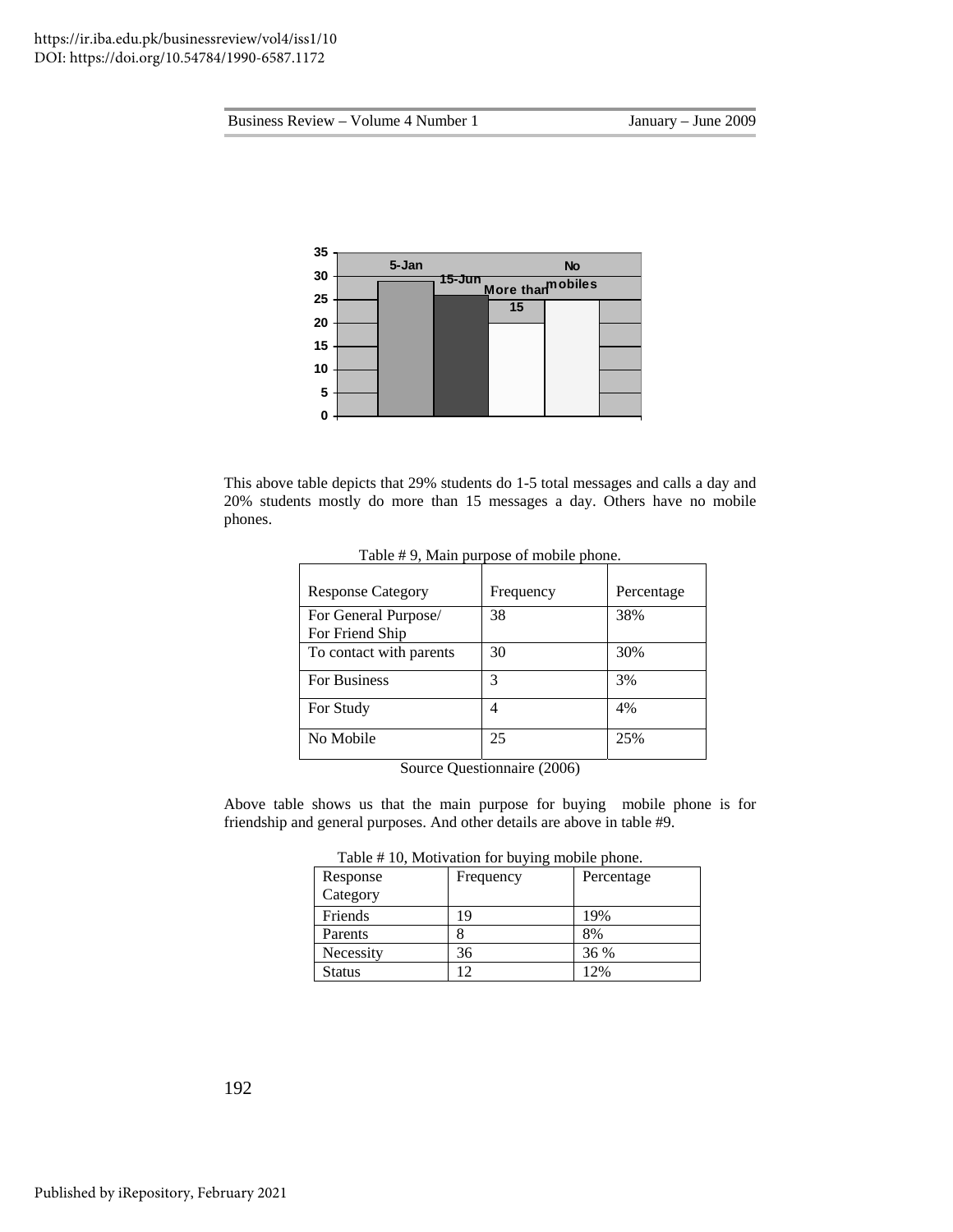This above table depicts that 29% students do 1-5 total messages and calls a day and 20% students mostly do more than 15 messages a day. Others have no mobile phones.

Table # 9, Main purpose of mobile phone.

| Response Category | Frequency | Percentage |
|---|---|---|
| For General Purpose/ For Friend Ship | 38 | 38% |
| To contact with parents | 30 | 30% |
| For Business | 3 | 3% |
| For Study | 4 | 4% |
| No Mobile | 25 | 25% |

Source Questionnaire (2006)

Above table shows us that the main purpose for buying mobile phone is for friendship and general purposes. And other details are above in table #9.

Table # 10, Motivation for buying mobile phone.

| Response Category | Frequency | Percentage |
|---|---|---|
| Friends | 19 | 19% |
| Parents | 8 | 8% |
| Necessity | 36 | 36 % |
| Status | 12 | 12% |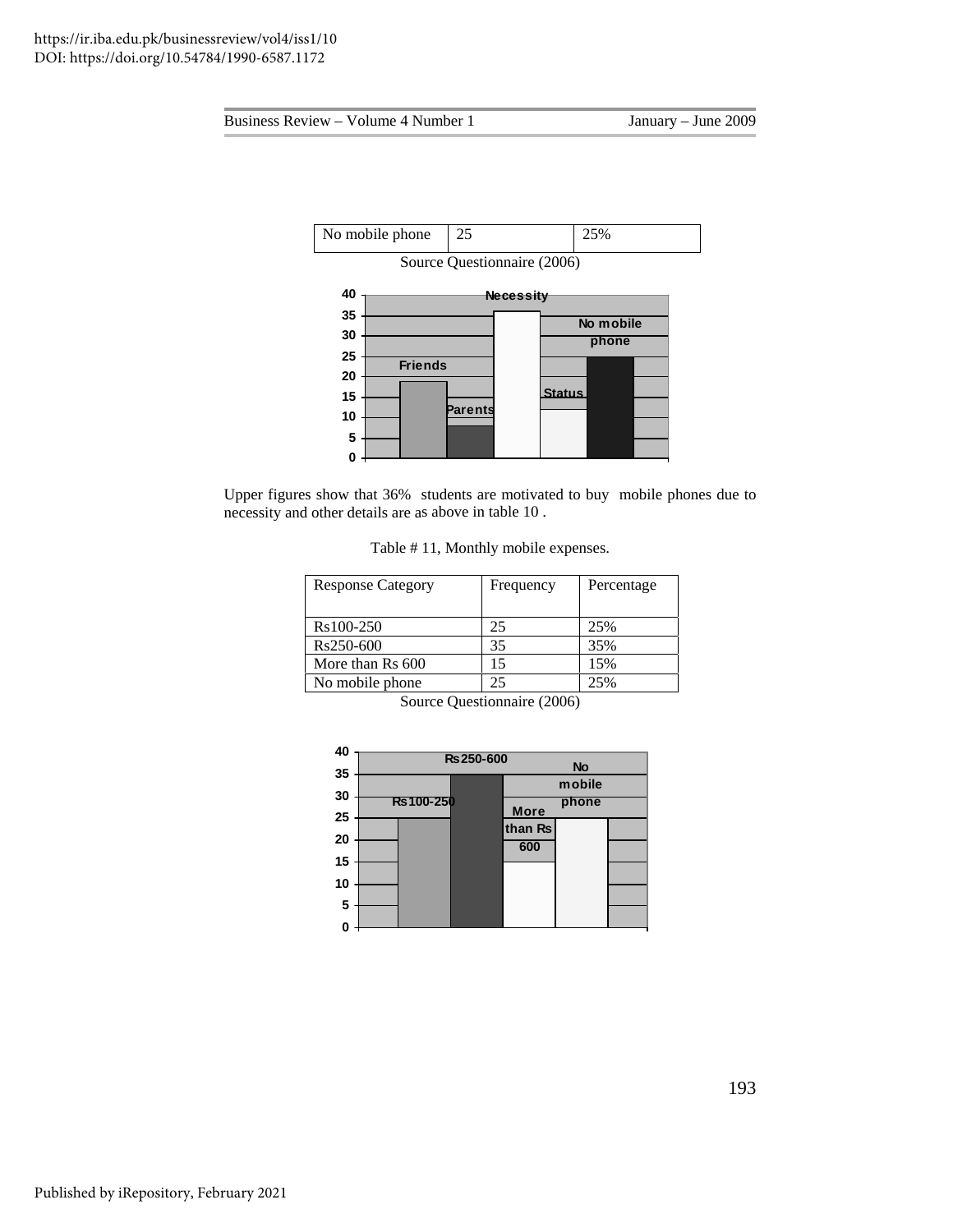| No mobile phone | 25 | 25% |
|---|---|---|

Source Questionnaire (2006)

Upper figures show that 36% students are motivated to buy mobile phones due to necessity and other details are as above in table 10 .

Table # 11, Monthly mobile expenses.

| Response Category | Frequency | Percentage |
|---|---|---|
| Rs100-250 | 25 | 25% |
| Rs250-600 | 35 | 35% |
| More than Rs 600 | 15 | 15% |
| No mobile phone | 25 | 25% |

Source Questionnaire (2006)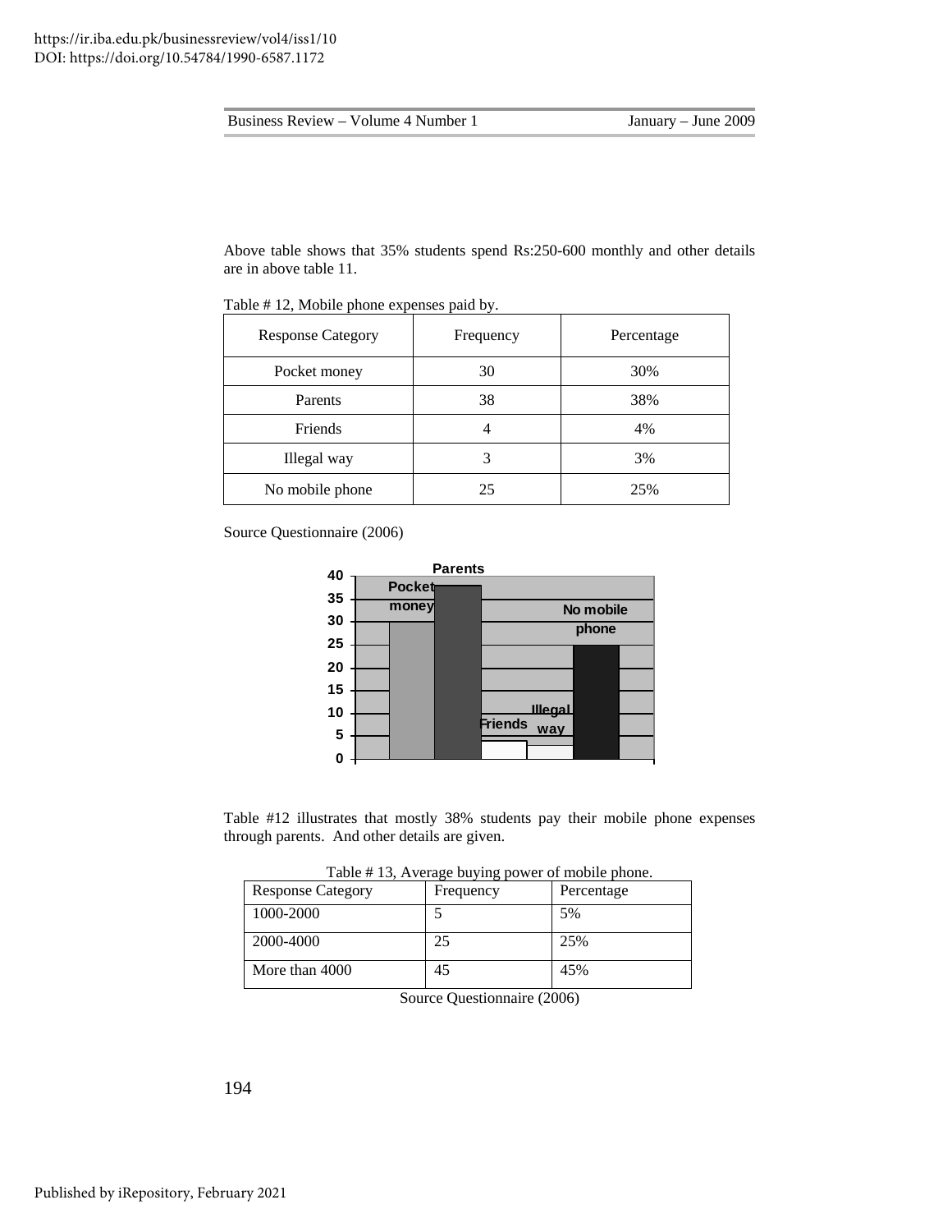Above table shows that 35% students spend Rs:250-600 monthly and other details are in above table 11.

Table # 12, Mobile phone expenses paid by.

| Response Category | Frequency | Percentage |
|---|---|---|
| Pocket money | 30 | 30% |
| Parents | 38 | 38% |
| Friends | 4 | 4% |
| Illegal way | 3 | 3% |
| No mobile phone | 25 | 25% |

Source Questionnaire (2006)

Table #12 illustrates that mostly 38% students pay their mobile phone expenses through parents. And other details are given.

Table # 13, Average buying power of mobile phone.

| Response Category | Frequency | Percentage |
|---|---|---|
| 1000-2000 | 5 | 5% |
| 2000-4000 | 25 | 25% |
| More than 4000 | 45 | 45% |

Source Questionnaire (2006)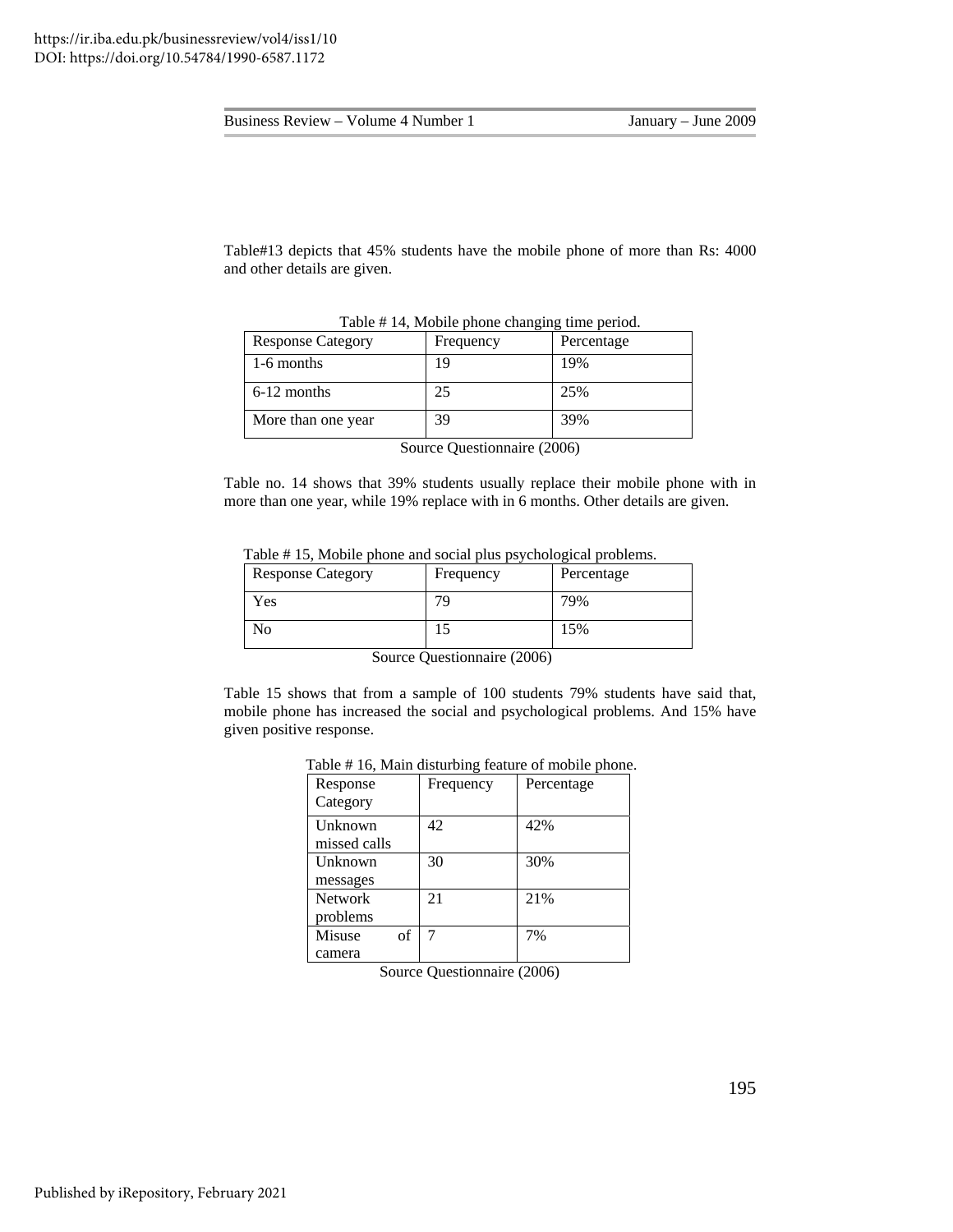Table#13 depicts that 45% students have the mobile phone of more than Rs: 4000 and other details are given.

Table # 14, Mobile phone changing time period.

| Response Category | Frequency | Percentage |
|---|---|---|
| 1-6 months | 19 | 19% |
| 6-12 months | 25 | 25% |
| More than one year | 39 | 39% |

Source Questionnaire (2006)

Table no. 14 shows that 39% students usually replace their mobile phone with in more than one year, while 19% replace with in 6 months. Other details are given.

Table # 15, Mobile phone and social plus psychological problems.

| Response Category | Frequency | Percentage |
|---|---|---|
| Yes | 79 | 79% |
| No | 15 | 15% |

Source Questionnaire (2006)

Table 15 shows that from a sample of 100 students 79% students have said that, mobile phone has increased the social and psychological problems. And 15% have given positive response.

Table # 16, Main disturbing feature of mobile phone.

| Response Category | Frequency | Percentage |
|---|---|---|
| Unknown missed calls | 42 | 42% |
| Unknown messages | 30 | 30% |
| Network problems | 21 | 21% |
| Misuse of camera | 7 | 7% |

Source Questionnaire (2006)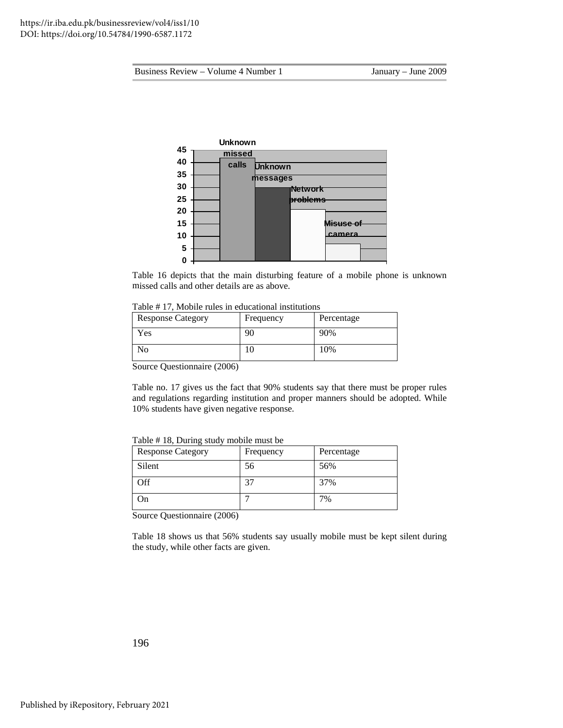https://ir.iba.edu.pk/businessreview/vol4/iss1/10
DOI: https://doi.org/10.54784/1990-6587.1172

Table 16 depicts that the main disturbing feature of a mobile phone is unknown missed calls and other details are as above.

Table # 17, Mobile rules in educational institutions

| Response Category | Frequency | Percentage |
|---|---|---|
| Yes | 90 | 90% |
| No | 10 | 10% |

Source Questionnaire (2006)

Table no. 17 gives us the fact that 90% students say that there must be proper rules and regulations regarding institution and proper manners should be adopted. While 10% students have given negative response.

Table # 18, During study mobile must be

| Response Category | Frequency | Percentage |
|---|---|---|
| Silent | 56 | 56% |
| Off | 37 | 37% |
| On | 7 | 7% |

Source Questionnaire (2006)

Table 18 shows us that 56% students say usually mobile must be kept silent during the study, while other facts are given.

Published by iRepository, February 2021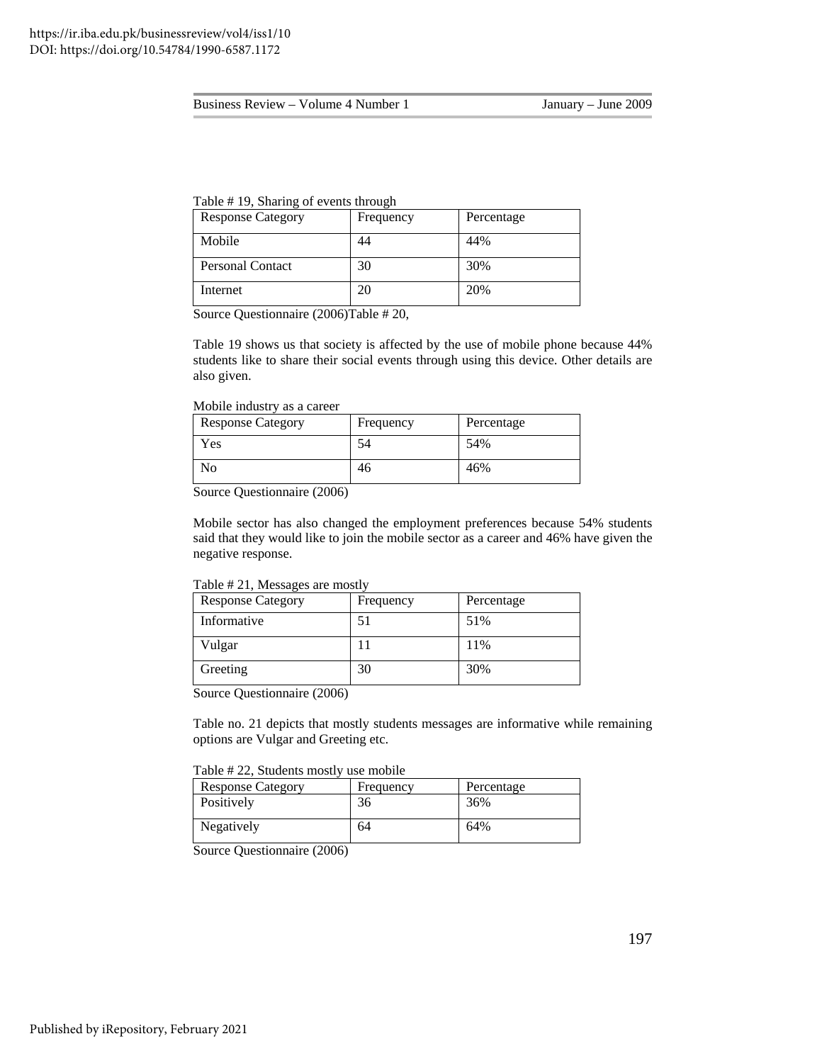Table # 19, Sharing of events through

| Response Category | Frequency | Percentage |
|---|---|---|
| Mobile | 44 | 44% |
| Personal Contact | 30 | 30% |
| Internet | 20 | 20% |

Source Questionnaire (2006)Table # 20,

Table 19 shows us that society is affected by the use of mobile phone because 44% students like to share their social events through using this device. Other details are also given.

Mobile industry as a career

| Response Category | Frequency | Percentage |
|---|---|---|
| Yes | 54 | 54% |
| No | 46 | 46% |

Source Questionnaire (2006)

Mobile sector has also changed the employment preferences because 54% students said that they would like to join the mobile sector as a career and 46% have given the negative response.

Table # 21, Messages are mostly

| Response Category | Frequency | Percentage |
|---|---|---|
| Informative | 51 | 51% |
| Vulgar | 11 | 11% |
| Greeting | 30 | 30% |

Source Questionnaire (2006)

Table no. 21 depicts that mostly students messages are informative while remaining options are Vulgar and Greeting etc.

Table # 22, Students mostly use mobile

| Response Category | Frequency | Percentage |
|---|---|---|
| Positively | 36 | 36% |
| Negatively | 64 | 64% |

Source Questionnaire (2006)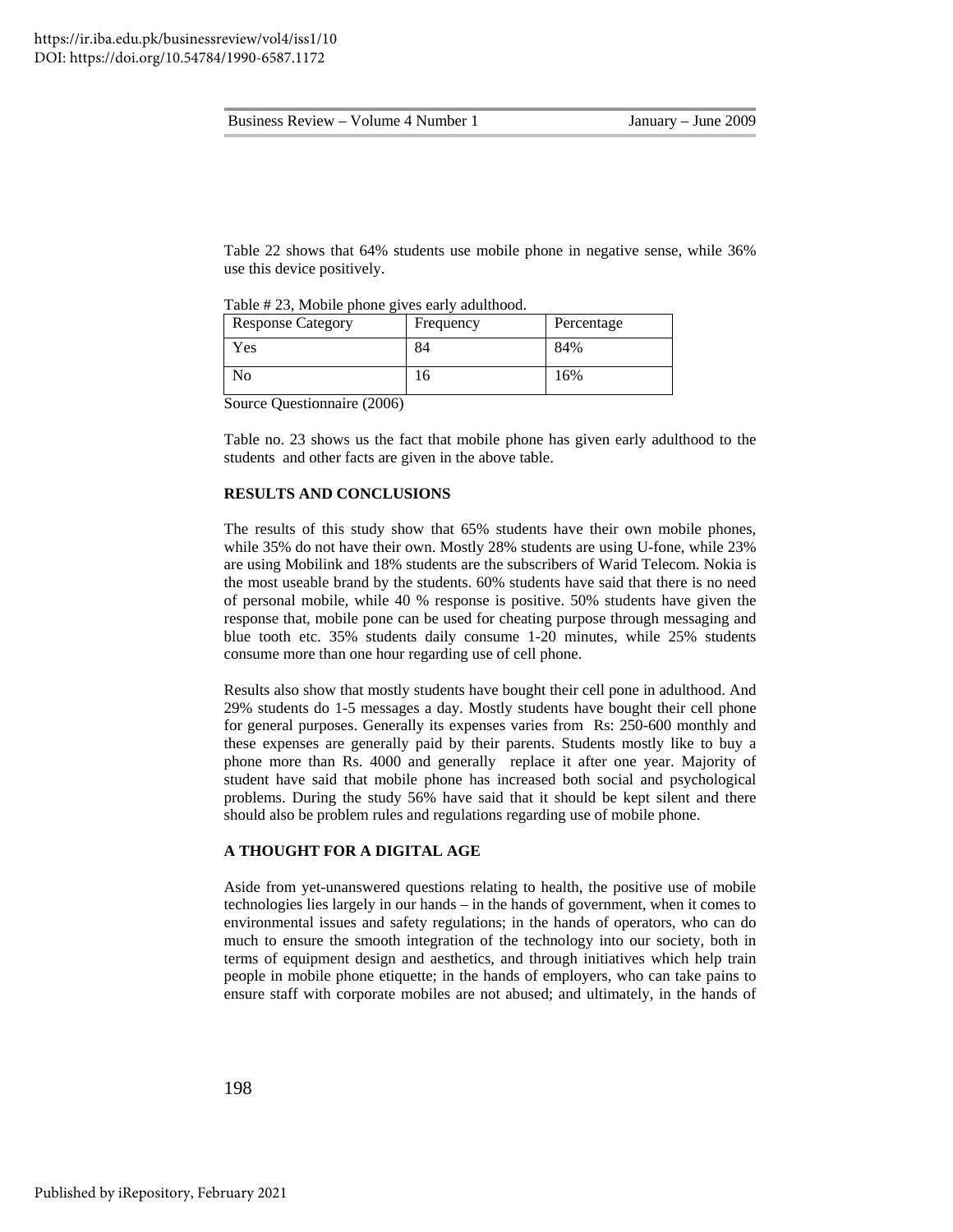Table 22 shows that 64% students use mobile phone in negative sense, while 36% use this device positively.

Table # 23, Mobile phone gives early adulthood.

| Response Category | Frequency | Percentage |
|---|---|---|
| Yes | 84 | 84% |
| No | 16 | 16% |

Source Questionnaire (2006)

Table no. 23 shows us the fact that mobile phone has given early adulthood to the students and other facts are given in the above table.

**RESULTS AND CONCLUSIONS**

The results of this study show that 65% students have their own mobile phones, while 35% do not have their own. Mostly 28% students are using U-fone, while 23% are using Mobilink and 18% students are the subscribers of Warid Telecom. Nokia is the most useable brand by the students. 60% students have said that there is no need of personal mobile, while 40 % response is positive. 50% students have given the response that, mobile pone can be used for cheating purpose through messaging and blue tooth etc. 35% students daily consume 1-20 minutes, while 25% students consume more than one hour regarding use of cell phone.

Results also show that mostly students have bought their cell pone in adulthood. And 29% students do 1-5 messages a day. Mostly students have bought their cell phone for general purposes. Generally its expenses varies from Rs: 250-600 monthly and these expenses are generally paid by their parents. Students mostly like to buy a phone more than Rs. 4000 and generally replace it after one year. Majority of student have said that mobile phone has increased both social and psychological problems. During the study 56% have said that it should be kept silent and there should also be problem rules and regulations regarding use of mobile phone.

**A THOUGHT FOR A DIGITAL AGE**

Aside from yet-unanswered questions relating to health, the positive use of mobile technologies lies largely in our hands – in the hands of government, when it comes to environmental issues and safety regulations; in the hands of operators, who can do much to ensure the smooth integration of the technology into our society, both in terms of equipment design and aesthetics, and through initiatives which help train people in mobile phone etiquette; in the hands of employers, who can take pains to ensure staff with corporate mobiles are not abused; and ultimately, in the hands of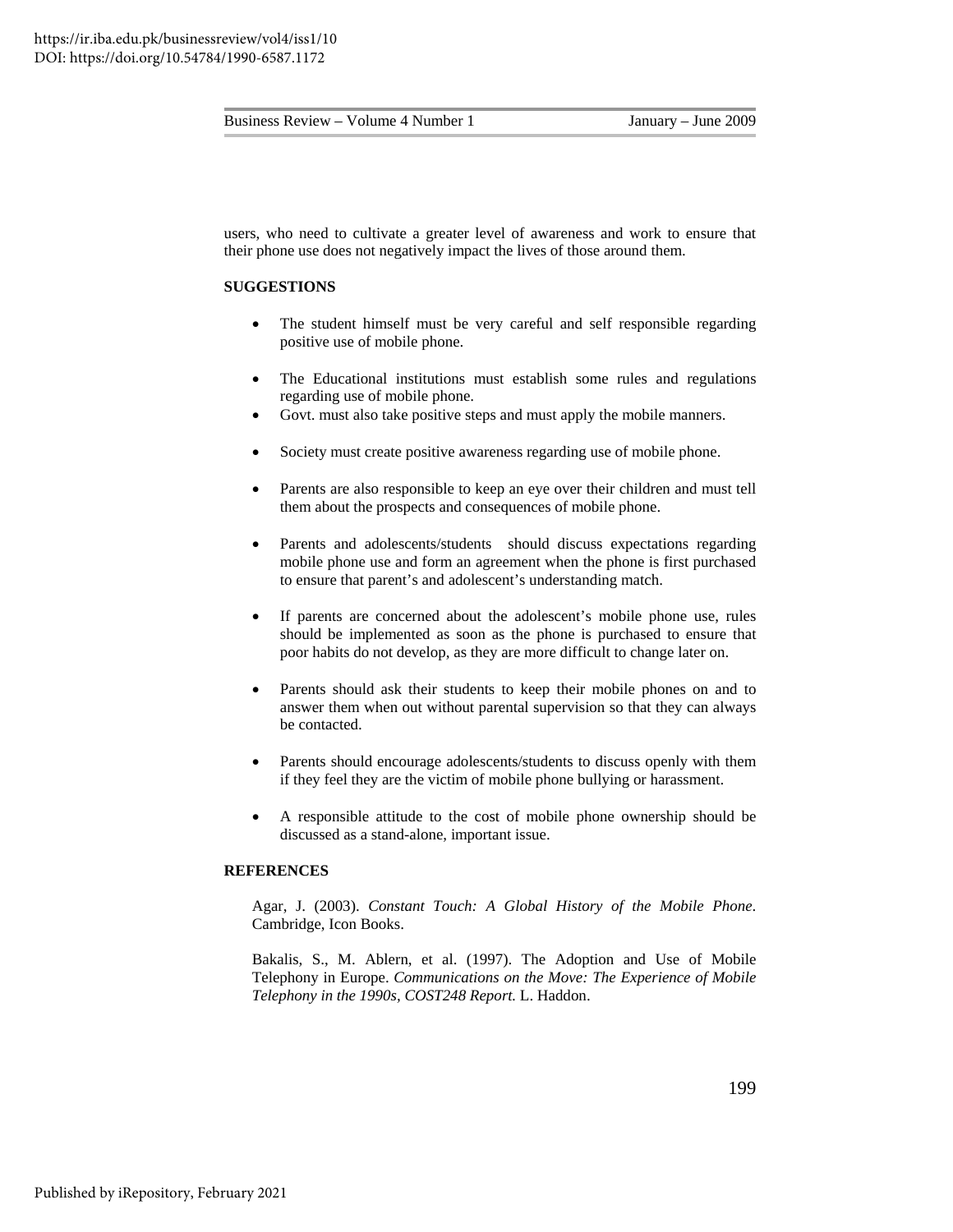users, who need to cultivate a greater level of awareness and work to ensure that their phone use does not negatively impact the lives of those around them.

**SUGGESTIONS**

- The student himself must be very careful and self responsible regarding positive use of mobile phone.
- The Educational institutions must establish some rules and regulations regarding use of mobile phone.
- Govt. must also take positive steps and must apply the mobile manners.
- Society must create positive awareness regarding use of mobile phone.
- Parents are also responsible to keep an eye over their children and must tell them about the prospects and consequences of mobile phone.
- Parents and adolescents/students should discuss expectations regarding mobile phone use and form an agreement when the phone is first purchased to ensure that parent's and adolescent's understanding match.
- If parents are concerned about the adolescent's mobile phone use, rules should be implemented as soon as the phone is purchased to ensure that poor habits do not develop, as they are more difficult to change later on.
- Parents should ask their students to keep their mobile phones on and to answer them when out without parental supervision so that they can always be contacted.
- Parents should encourage adolescents/students to discuss openly with them if they feel they are the victim of mobile phone bullying or harassment.
- A responsible attitude to the cost of mobile phone ownership should be discussed as a stand-alone, important issue.

**REFERENCES**

Agar, J. (2003). *Constant Touch: A Global History of the Mobile Phone*. Cambridge, Icon Books.

Bakalis, S., M. Ablern, et al. (1997). The Adoption and Use of Mobile Telephony in Europe. *Communications on the Move: The Experience of Mobile Telephony in the 1990s, COST248 Report.* L. Haddon.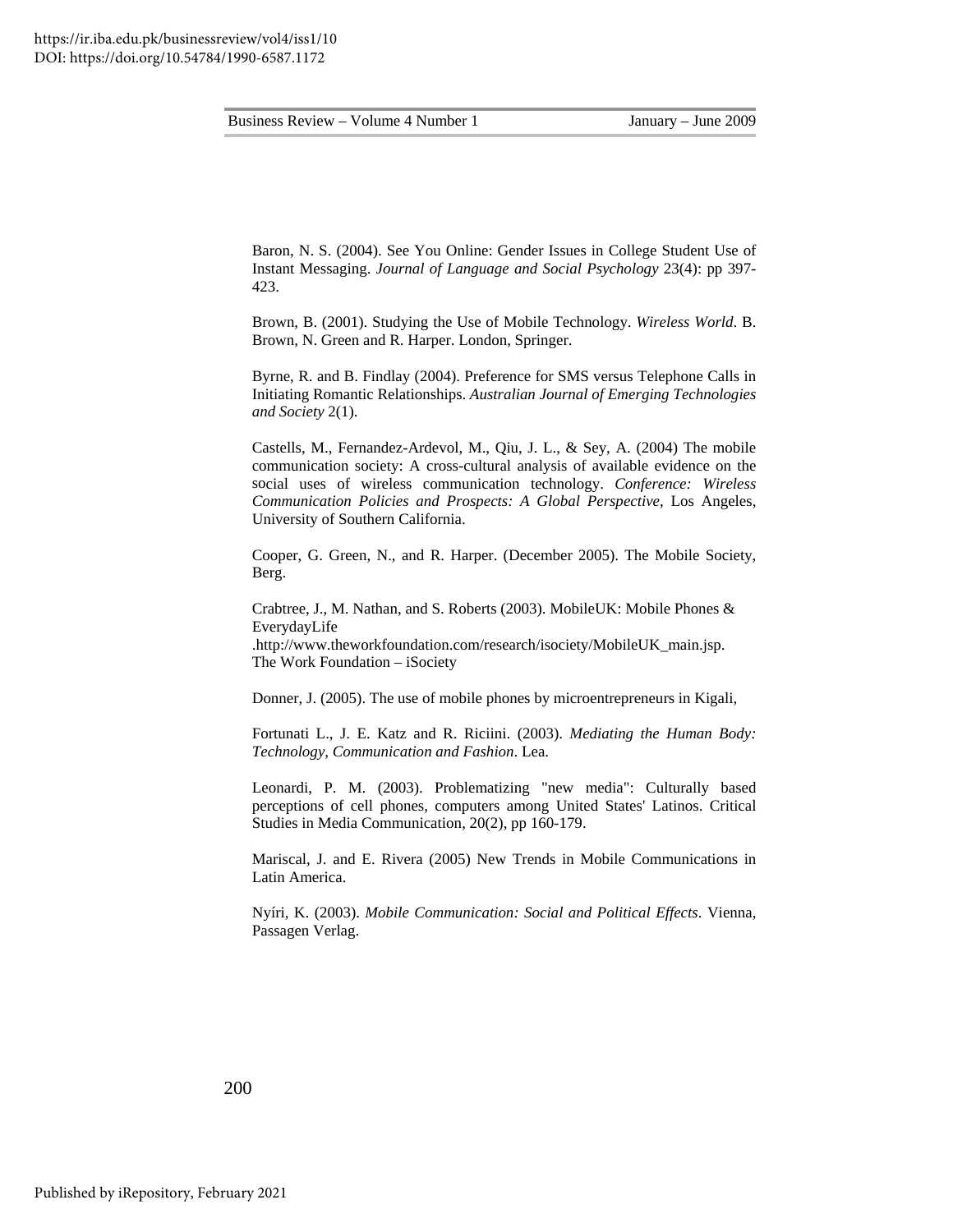Baron, N. S. (2004). See You Online: Gender Issues in College Student Use of Instant Messaging. *Journal of Language and Social Psychology* 23(4): pp 397-423.

Brown, B. (2001). Studying the Use of Mobile Technology. *Wireless World*. B. Brown, N. Green and R. Harper. London, Springer.

Byrne, R. and B. Findlay (2004). Preference for SMS versus Telephone Calls in Initiating Romantic Relationships. *Australian Journal of Emerging Technologies and Society* 2(1).

Castells, M., Fernandez-Ardevol, M., Qiu, J. L., & Sey, A. (2004) The mobile communication society: A cross-cultural analysis of available evidence on the social uses of wireless communication technology. *Conference: Wireless Communication Policies and Prospects: A Global Perspective*, Los Angeles, University of Southern California.

Cooper, G. Green, N., and R. Harper. (December 2005). The Mobile Society, Berg.

Crabtree, J., M. Nathan, and S. Roberts (2003). MobileUK: Mobile Phones & EverydayLife .http://www.theworkfoundation.com/research/isociety/MobileUK_main.jsp. The Work Foundation – iSociety

Donner, J. (2005). The use of mobile phones by microentrepreneurs in Kigali,

Fortunati L., J. E. Katz and R. Riciini. (2003). *Mediating the Human Body: Technology, Communication and Fashion*. Lea.

Leonardi, P. M. (2003). Problematizing "new media": Culturally based perceptions of cell phones, computers among United States' Latinos. Critical Studies in Media Communication, 20(2), pp 160-179.

Mariscal, J. and E. Rivera (2005) New Trends in Mobile Communications in Latin America.

Nyíri, K. (2003). *Mobile Communication: Social and Political Effects*. Vienna, Passagen Verlag.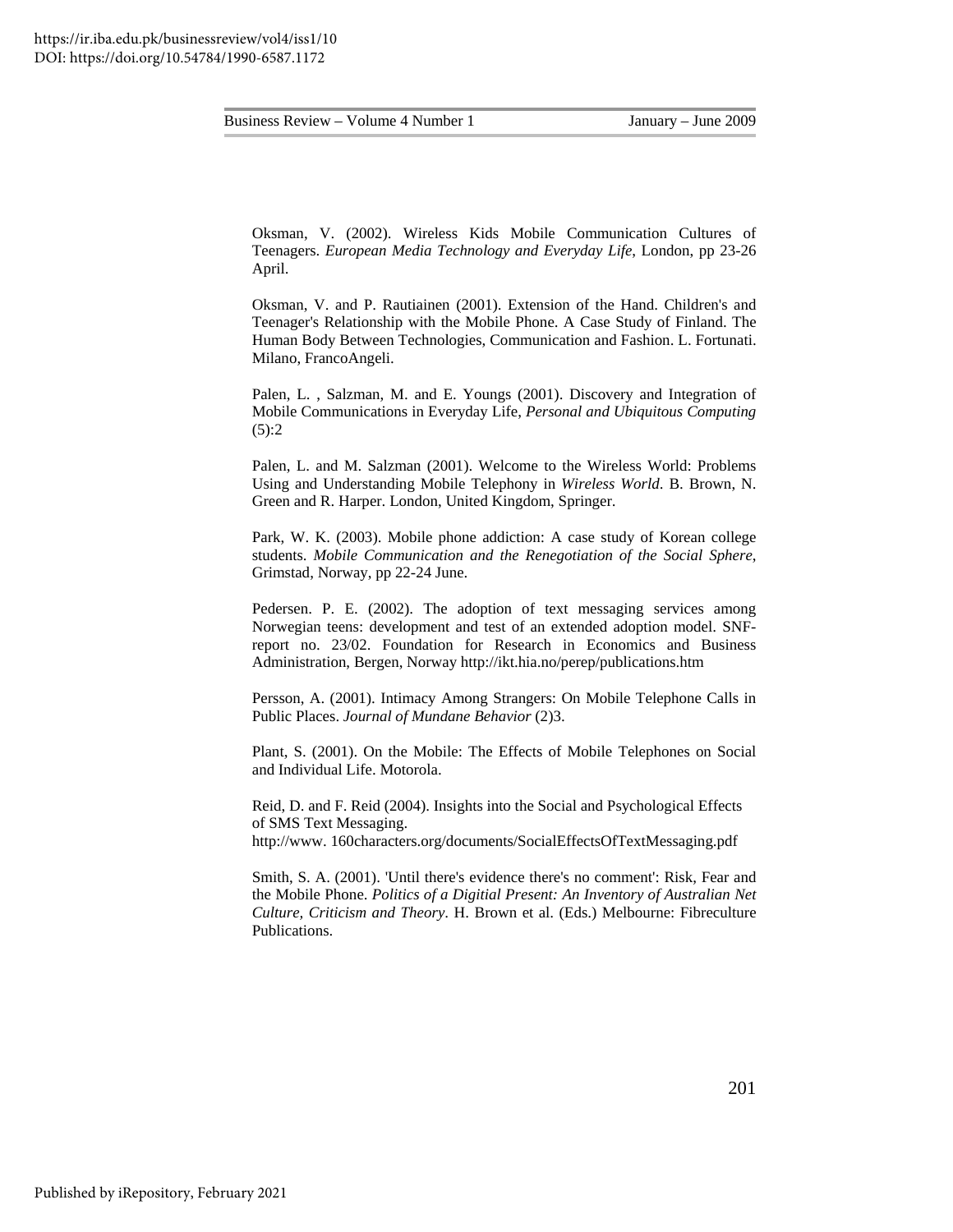Oksman, V. (2002). Wireless Kids Mobile Communication Cultures of Teenagers. *European Media Technology and Everyday Life*, London, pp 23-26 April.

Oksman, V. and P. Rautiainen (2001). Extension of the Hand. Children's and Teenager's Relationship with the Mobile Phone. A Case Study of Finland. The Human Body Between Technologies, Communication and Fashion. L. Fortunati. Milano, FrancoAngeli.

Palen, L. , Salzman, M. and E. Youngs (2001). Discovery and Integration of Mobile Communications in Everyday Life, *Personal and Ubiquitous Computing* (5):2

Palen, L. and M. Salzman (2001). Welcome to the Wireless World: Problems Using and Understanding Mobile Telephony in *Wireless World*. B. Brown, N. Green and R. Harper. London, United Kingdom, Springer.

Park, W. K. (2003). Mobile phone addiction: A case study of Korean college students. *Mobile Communication and the Renegotiation of the Social Sphere*, Grimstad, Norway, pp 22-24 June.

Pedersen. P. E. (2002). The adoption of text messaging services among Norwegian teens: development and test of an extended adoption model. SNF-report no. 23/02. Foundation for Research in Economics and Business Administration, Bergen, Norway http://ikt.hia.no/perep/publications.htm

Persson, A. (2001). Intimacy Among Strangers: On Mobile Telephone Calls in Public Places. *Journal of Mundane Behavior* (2)3.

Plant, S. (2001). On the Mobile: The Effects of Mobile Telephones on Social and Individual Life. Motorola.

Reid, D. and F. Reid (2004). Insights into the Social and Psychological Effects of SMS Text Messaging.
http://www. 160characters.org/documents/SocialEffectsOfTextMessaging.pdf

Smith, S. A. (2001). 'Until there's evidence there's no comment': Risk, Fear and the Mobile Phone. *Politics of a Digitial Present: An Inventory of Australian Net Culture, Criticism and Theory*. H. Brown et al. (Eds.) Melbourne: Fibreculture Publications.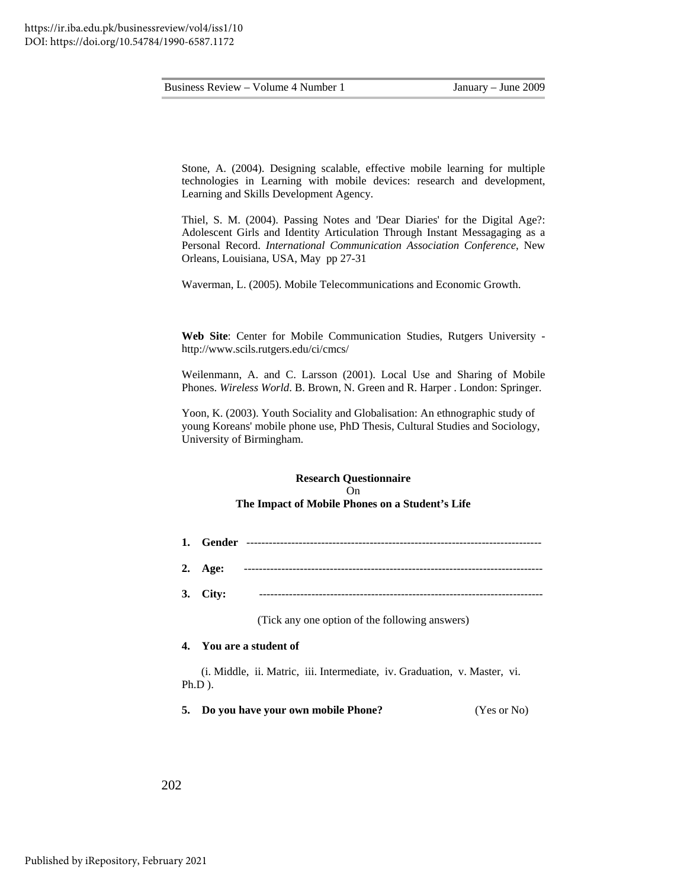Stone, A. (2004). Designing scalable, effective mobile learning for multiple technologies in Learning with mobile devices: research and development, Learning and Skills Development Agency.

Thiel, S. M. (2004). Passing Notes and 'Dear Diaries' for the Digital Age?: Adolescent Girls and Identity Articulation Through Instant Messagaging as a Personal Record. *International Communication Association Conference*, New Orleans, Louisiana, USA, May pp 27-31

Waverman, L. (2005). Mobile Telecommunications and Economic Growth.

**Web Site**: Center for Mobile Communication Studies, Rutgers University - http://www.scils.rutgers.edu/ci/cmcs/

Weilenmann, A. and C. Larsson (2001). Local Use and Sharing of Mobile Phones. *Wireless World*. B. Brown, N. Green and R. Harper . London: Springer.

Yoon, K. (2003). Youth Sociality and Globalisation: An ethnographic study of young Koreans' mobile phone use, PhD Thesis, Cultural Studies and Sociology, University of Birmingham.

**Research Questionnaire**
On
**The Impact of Mobile Phones on a Student's Life**

1. **Gender** -------------------------------------------------------------------------------
2. **Age:** -------------------------------------------------------------------------------
3. **City:** ---------------------------------------------------------------------------

(Tick any one option of the following answers)

4. **You are a student of**

(i. Middle, ii. Matric, iii. Intermediate, iv. Graduation, v. Master, vi. Ph.D ).

5. **Do you have your own mobile Phone?** (Yes or No)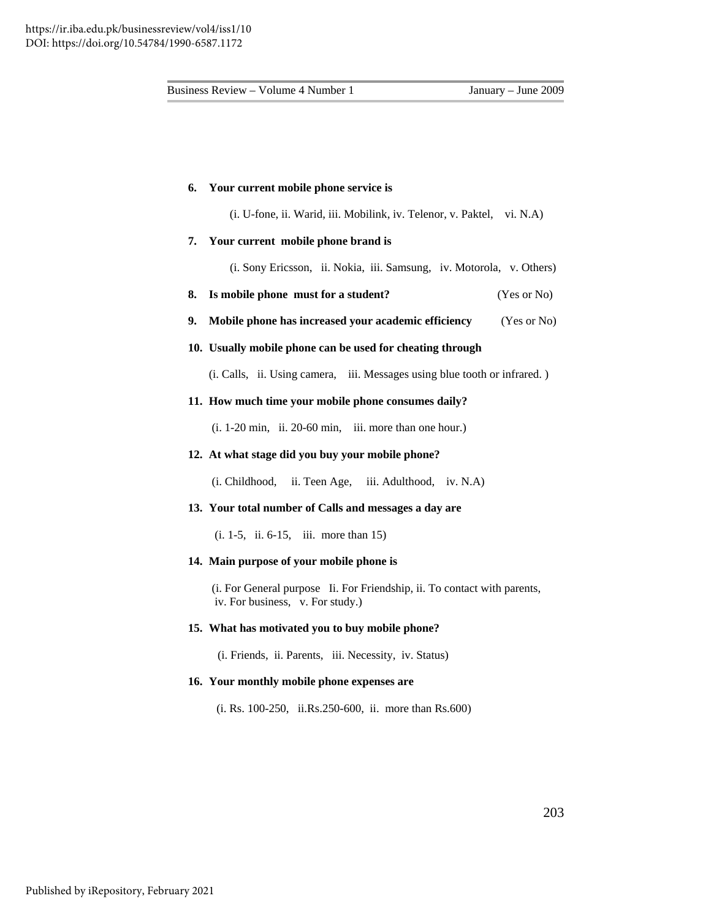6. **Your current mobile phone service is**

   (i. U-fone, ii. Warid, iii. Mobilink, iv. Telenor, v. Paktel, vi. N.A)

7. **Your current mobile phone brand is**

   (i. Sony Ericsson, ii. Nokia, iii. Samsung, iv. Motorola, v. Others)

8. **Is mobile phone must for a student?** (Yes or No)

9. **Mobile phone has increased your academic efficiency** (Yes or No)

10. **Usually mobile phone can be used for cheating through**

    (i. Calls, ii. Using camera, iii. Messages using blue tooth or infrared. )

11. **How much time your mobile phone consumes daily?**

    (i. 1-20 min, ii. 20-60 min, iii. more than one hour.)

12. **At what stage did you buy your mobile phone?**

    (i. Childhood, ii. Teen Age, iii. Adulthood, iv. N.A)

13. **Your total number of Calls and messages a day are**

    (i. 1-5, ii. 6-15, iii. more than 15)

14. **Main purpose of your mobile phone is**

    (i. For General purpose Ii. For Friendship, ii. To contact with parents, iv. For business, v. For study.)

15. **What has motivated you to buy mobile phone?**

    (i. Friends, ii. Parents, iii. Necessity, iv. Status)

16. **Your monthly mobile phone expenses are**

    (i. Rs. 100-250, ii.Rs.250-600, ii. more than Rs.600)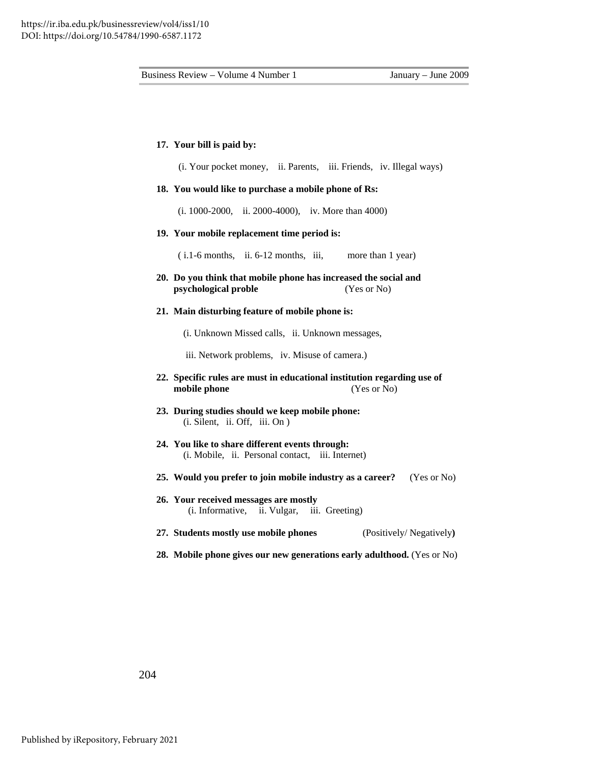17. **Your bill is paid by:**

    (i. Your pocket money, ii. Parents, iii. Friends, iv. Illegal ways)

18. **You would like to purchase a mobile phone of Rs:**

    (i. 1000-2000, ii. 2000-4000), iv. More than 4000)

19. **Your mobile replacement time period is:**

    ( i.1-6 months, ii. 6-12 months, iii, more than 1 year)

20. **Do you think that mobile phone has increased the social and psychological proble** (Yes or No)

21. **Main disturbing feature of mobile phone is:**

    (i. Unknown Missed calls, ii. Unknown messages,

    iii. Network problems, iv. Misuse of camera.)

22. **Specific rules are must in educational institution regarding use of mobile phone** (Yes or No)

23. **During studies should we keep mobile phone:**
    (i. Silent, ii. Off, iii. On )

24. **You like to share different events through:**
    (i. Mobile, ii. Personal contact, iii. Internet)

25. **Would you prefer to join mobile industry as a career?** (Yes or No)

26. **Your received messages are mostly**
    (i. Informative, ii. Vulgar, iii. Greeting)

27. **Students mostly use mobile phones** (Positively/ Negatively**)**

28. **Mobile phone gives our new generations early adulthood.** (Yes or No)